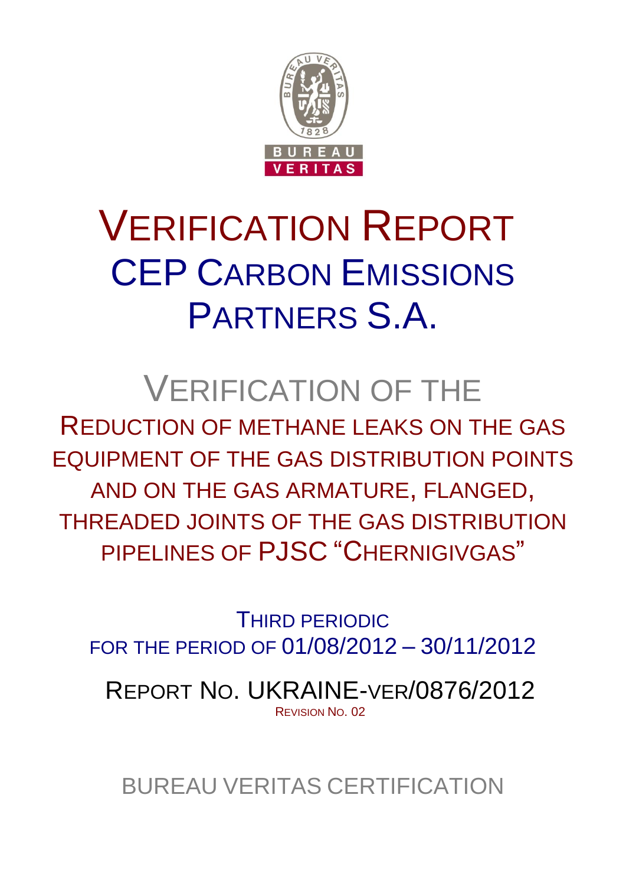# VERIFICATION REPORT

## CEP CARBON EMISSIONS PARTNERS S.A.

## VERIFICATION OF THE

REDUCTION OF METHANE LEAKS ON THE GAS EQUIPMENT OF THE GAS DISTRIBUTION POINTS AND ON THE GAS ARMATURE, FLANGED, THREADED JOINTS OF THE GAS DISTRIBUTION PIPELINES OF PJSC "CHERNIGIVGAS"

THIRD PERIODIC
FOR THE PERIOD OF 01/08/2012 – 30/11/2012

REPORT NO. UKRAINE-VER/0876/2012
REVISION NO. 02

BUREAU VERITAS CERTIFICATION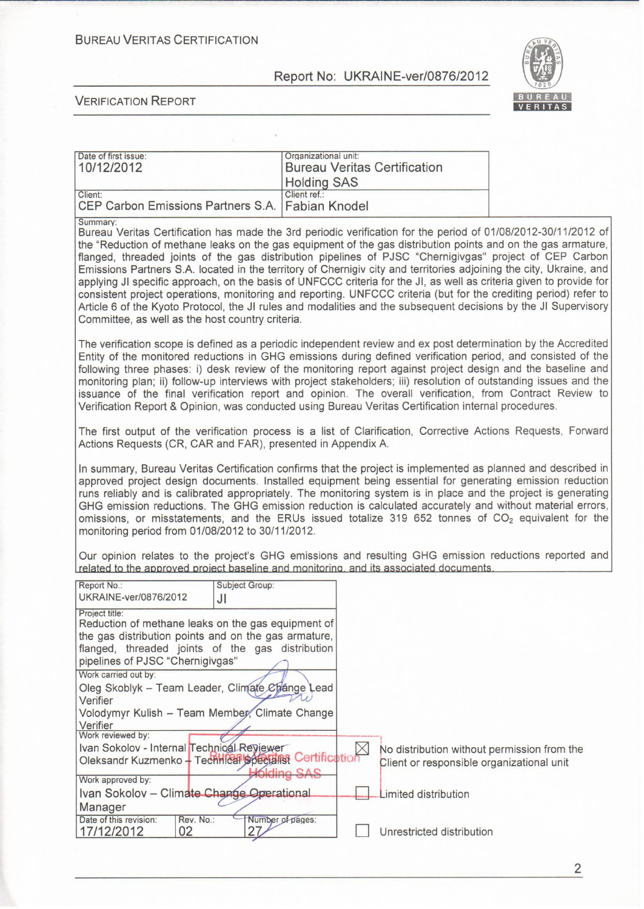BUREAU VERITAS CERTIFICATION

Report No: UKRAINE-ver/0876/2012

VERIFICATION REPORT

| Date of first issue: 10/12/2012 | Organizational unit: Bureau Veritas Certification Holding SAS |
|---|---|
| Client: CEP Carbon Emissions Partners S.A. | Client ref.: Fabian Knodel |

Summary:

Bureau Veritas Certification has made the 3rd periodic verification for the period of 01/08/2012-30/11/2012 of the "Reduction of methane leaks on the gas equipment of the gas distribution points and on the gas armature, flanged, threaded joints of the gas distribution pipelines of PJSC "Chernigivgas" project of CEP Carbon Emissions Partners S.A. located in the territory of Chernigiv city and territories adjoining the city, Ukraine, and applying JI specific approach, on the basis of UNFCCC criteria for the JI, as well as criteria given to provide for consistent project operations, monitoring and reporting. UNFCCC criteria (but for the crediting period) refer to Article 6 of the Kyoto Protocol, the JI rules and modalities and the subsequent decisions by the JI Supervisory Committee, as well as the host country criteria.

The verification scope is defined as a periodic independent review and ex post determination by the Accredited Entity of the monitored reductions in GHG emissions during defined verification period, and consisted of the following three phases: i) desk review of the monitoring report against project design and the baseline and monitoring plan; ii) follow-up interviews with project stakeholders; iii) resolution of outstanding issues and the issuance of the final verification report and opinion. The overall verification, from Contract Review to Verification Report & Opinion, was conducted using Bureau Veritas Certification internal procedures.

The first output of the verification process is a list of Clarification, Corrective Actions Requests, Forward Actions Requests (CR, CAR and FAR), presented in Appendix A.

In summary, Bureau Veritas Certification confirms that the project is implemented as planned and described in approved project design documents. Installed equipment being essential for generating emission reduction runs reliably and is calibrated appropriately. The monitoring system is in place and the project is generating GHG emission reductions. The GHG emission reduction is calculated accurately and without material errors, omissions, or misstatements, and the ERUs issued totalize 319 652 tonnes of $CO_2$ equivalent for the monitoring period from 01/08/2012 to 30/11/2012.

Our opinion relates to the project's GHG emissions and resulting GHG emission reductions reported and related to the approved project baseline and monitoring, and its associated documents.

| Report No.: UKRAINE-ver/0876/2012 | Subject Group: JI | |
|---|---|---|
| Project title: Reduction of methane leaks on the gas equipment of the gas distribution points and on the gas armature, flanged, threaded joints of the gas distribution pipelines of PJSC "Chernigivgas" | | |
| Work carried out by: Oleg Skoblyk – Team Leader, Climate Change Lead Verifier; Volodymyr Kulish – Team Member, Climate Change Verifier | | |
| Work reviewed by: Ivan Sokolov - Internal Technical Reviewer; Oleksandr Kuzmenko – Technical Specialist | | |
| Work approved by: Ivan Sokolov – Climate Change Operational Manager | | |
| Date of this revision: 17/12/2012 | Rev. No.: 02 | Number of pages: 27 |

- [x] No distribution without permission from the Client or responsible organizational unit
- [ ] Limited distribution
- [ ] Unrestricted distribution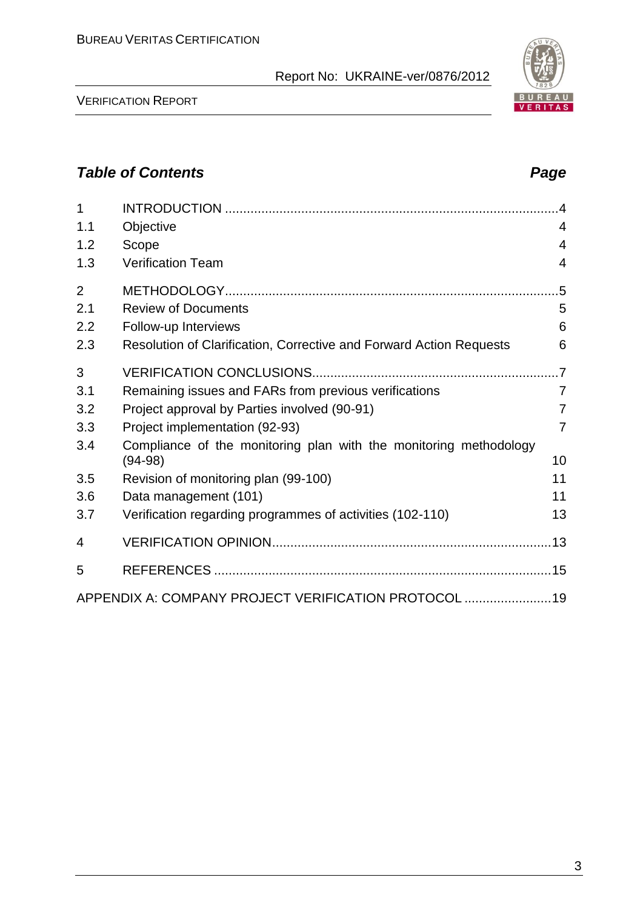## *Table of Contents* *Page*

| | | |
|---|---|---|
| 1 | INTRODUCTION | 4 |
| 1.1 | Objective | 4 |
| 1.2 | Scope | 4 |
| 1.3 | Verification Team | 4 |
| 2 | METHODOLOGY | 5 |
| 2.1 | Review of Documents | 5 |
| 2.2 | Follow-up Interviews | 6 |
| 2.3 | Resolution of Clarification, Corrective and Forward Action Requests | 6 |
| 3 | VERIFICATION CONCLUSIONS | 7 |
| 3.1 | Remaining issues and FARs from previous verifications | 7 |
| 3.2 | Project approval by Parties involved (90-91) | 7 |
| 3.3 | Project implementation (92-93) | 7 |
| 3.4 | Compliance of the monitoring plan with the monitoring methodology (94-98) | 10 |
| 3.5 | Revision of monitoring plan (99-100) | 11 |
| 3.6 | Data management (101) | 11 |
| 3.7 | Verification regarding programmes of activities (102-110) | 13 |
| 4 | VERIFICATION OPINION | 13 |
| 5 | REFERENCES | 15 |
| | APPENDIX A: COMPANY PROJECT VERIFICATION PROTOCOL | 19 |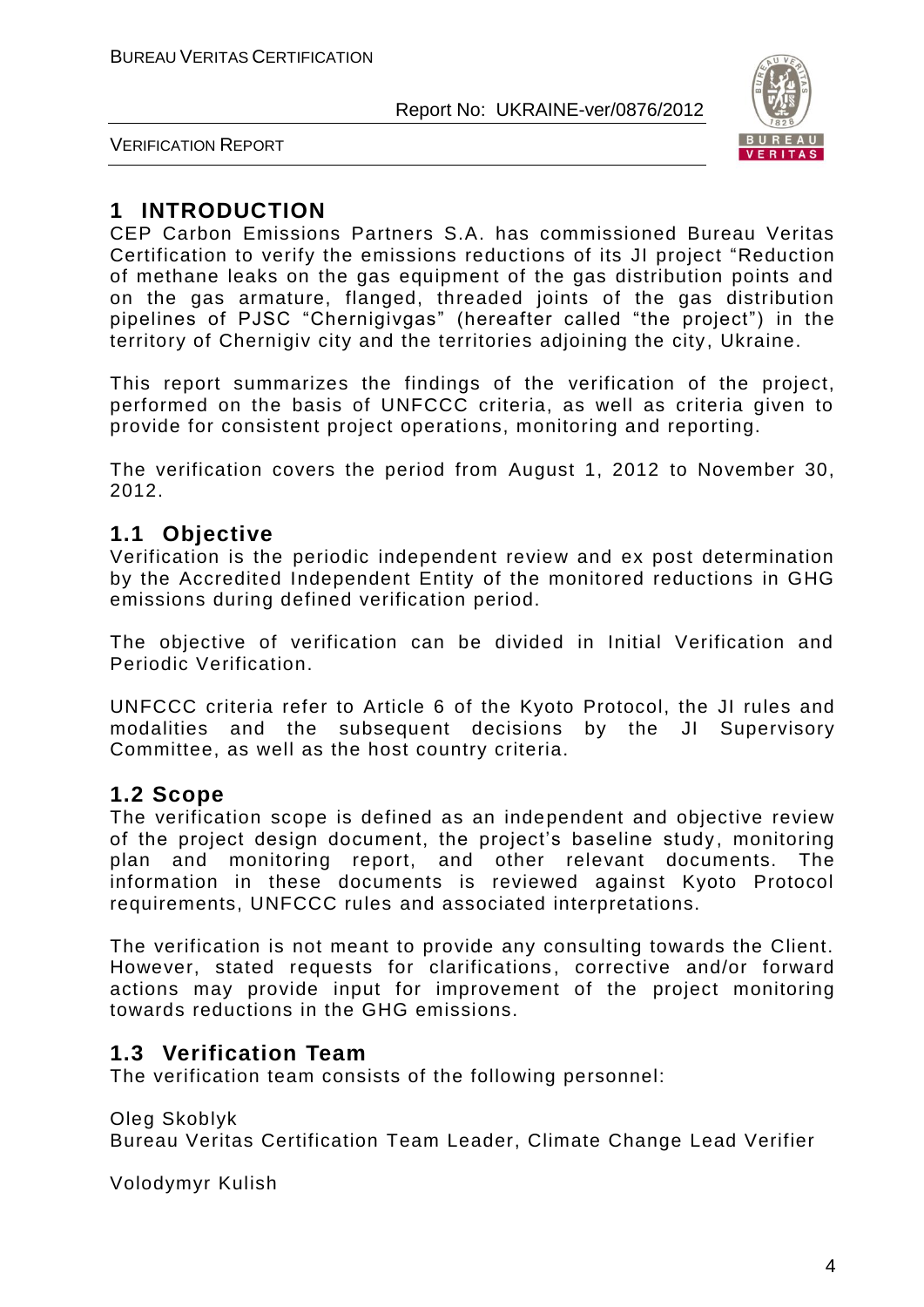# 1 INTRODUCTION

CEP Carbon Emissions Partners S.A. has commissioned Bureau Veritas Certification to verify the emissions reductions of its JI project "Reduction of methane leaks on the gas equipment of the gas distribution points and on the gas armature, flanged, threaded joints of the gas distribution pipelines of PJSC "Chernigivgas" (hereafter called "the project") in the territory of Chernigiv city and the territories adjoining the city, Ukraine.

This report summarizes the findings of the verification of the project, performed on the basis of UNFCCC criteria, as well as criteria given to provide for consistent project operations, monitoring and reporting.

The verification covers the period from August 1, 2012 to November 30, 2012.

## 1.1 Objective

Verification is the periodic independent review and ex post determination by the Accredited Independent Entity of the monitored reductions in GHG emissions during defined verification period.

The objective of verification can be divided in Initial Verification and Periodic Verification.

UNFCCC criteria refer to Article 6 of the Kyoto Protocol, the JI rules and modalities and the subsequent decisions by the JI Supervisory Committee, as well as the host country criteria.

## 1.2 Scope

The verification scope is defined as an independent and objective review of the project design document, the project's baseline study, monitoring plan and monitoring report, and other relevant documents. The information in these documents is reviewed against Kyoto Protocol requirements, UNFCCC rules and associated interpretations.

The verification is not meant to provide any consulting towards the Client. However, stated requests for clarifications, corrective and/or forward actions may provide input for improvement of the project monitoring towards reductions in the GHG emissions.

## 1.3 Verification Team

The verification team consists of the following personnel:

Oleg Skoblyk
Bureau Veritas Certification Team Leader, Climate Change Lead Verifier

Volodymyr Kulish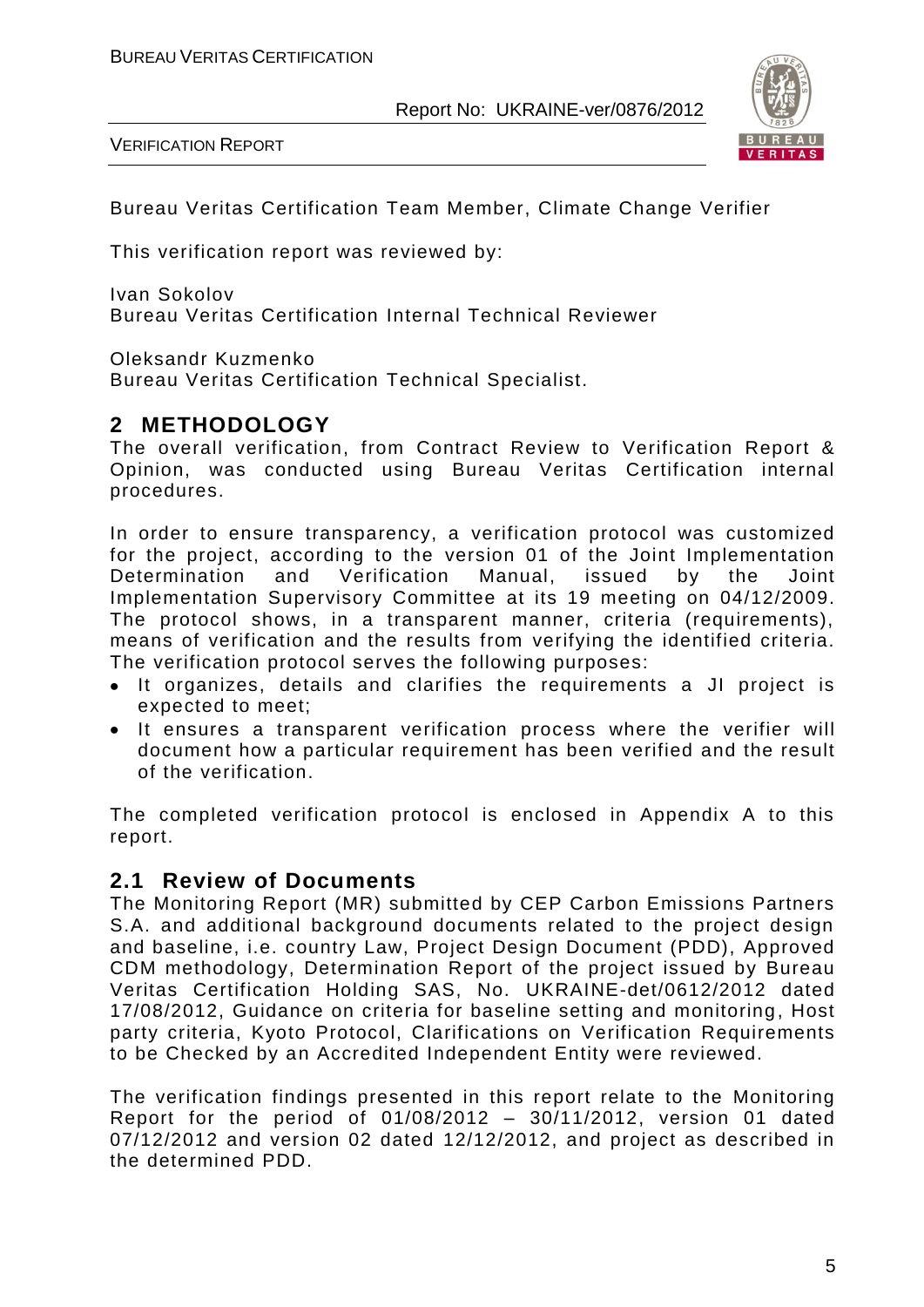Bureau Veritas Certification Team Member, Climate Change Verifier

This verification report was reviewed by:

Ivan Sokolov
Bureau Veritas Certification Internal Technical Reviewer

Oleksandr Kuzmenko
Bureau Veritas Certification Technical Specialist.

## 2 METHODOLOGY

The overall verification, from Contract Review to Verification Report & Opinion, was conducted using Bureau Veritas Certification internal procedures.

In order to ensure transparency, a verification protocol was customized for the project, according to the version 01 of the Joint Implementation Determination and Verification Manual, issued by the Joint Implementation Supervisory Committee at its 19 meeting on 04/12/2009. The protocol shows, in a transparent manner, criteria (requirements), means of verification and the results from verifying the identified criteria. The verification protocol serves the following purposes:

- It organizes, details and clarifies the requirements a JI project is expected to meet;
- It ensures a transparent verification process where the verifier will document how a particular requirement has been verified and the result of the verification.

The completed verification protocol is enclosed in Appendix A to this report.

### 2.1 Review of Documents

The Monitoring Report (MR) submitted by CEP Carbon Emissions Partners S.A. and additional background documents related to the project design and baseline, i.e. country Law, Project Design Document (PDD), Approved CDM methodology, Determination Report of the project issued by Bureau Veritas Certification Holding SAS, No. UKRAINE-det/0612/2012 dated 17/08/2012, Guidance on criteria for baseline setting and monitoring, Host party criteria, Kyoto Protocol, Clarifications on Verification Requirements to be Checked by an Accredited Independent Entity were reviewed.

The verification findings presented in this report relate to the Monitoring Report for the period of 01/08/2012 – 30/11/2012, version 01 dated 07/12/2012 and version 02 dated 12/12/2012, and project as described in the determined PDD.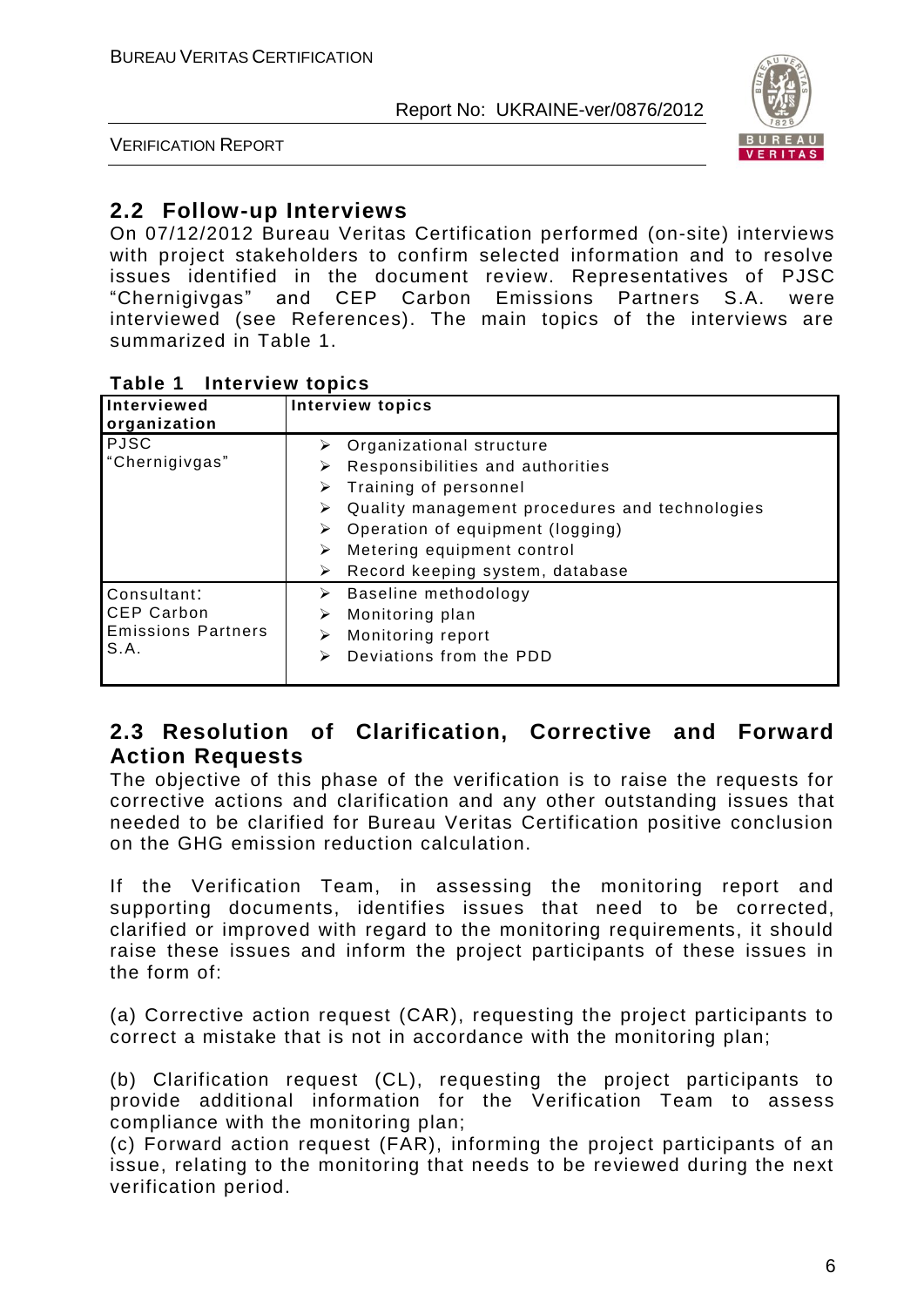## 2.2 Follow-up Interviews

On 07/12/2012 Bureau Veritas Certification performed (on-site) interviews with project stakeholders to confirm selected information and to resolve issues identified in the document review. Representatives of PJSC "Chernigivgas" and CEP Carbon Emissions Partners S.A. were interviewed (see References). The main topics of the interviews are summarized in Table 1.

**Table 1 Interview topics**

| Interviewed organization | Interview topics |
|---|---|
| PJSC "Chernigivgas" | ➢ Organizational structure<br>➢ Responsibilities and authorities<br>➢ Training of personnel<br>➢ Quality management procedures and technologies<br>➢ Operation of equipment (logging)<br>➢ Metering equipment control<br>➢ Record keeping system, database |
| Consultant: CEP Carbon Emissions Partners S.A. | ➢ Baseline methodology<br>➢ Monitoring plan<br>➢ Monitoring report<br>➢ Deviations from the PDD |

## 2.3 Resolution of Clarification, Corrective and Forward Action Requests

The objective of this phase of the verification is to raise the requests for corrective actions and clarification and any other outstanding issues that needed to be clarified for Bureau Veritas Certification positive conclusion on the GHG emission reduction calculation.

If the Verification Team, in assessing the monitoring report and supporting documents, identifies issues that need to be corrected, clarified or improved with regard to the monitoring requirements, it should raise these issues and inform the project participants of these issues in the form of:

(a) Corrective action request (CAR), requesting the project participants to correct a mistake that is not in accordance with the monitoring plan;

(b) Clarification request (CL), requesting the project participants to provide additional information for the Verification Team to assess compliance with the monitoring plan;

(c) Forward action request (FAR), informing the project participants of an issue, relating to the monitoring that needs to be reviewed during the next verification period.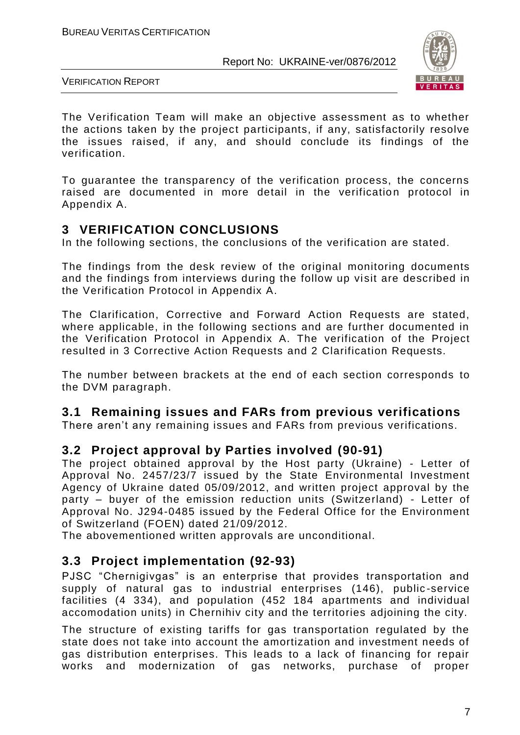The Verification Team will make an objective assessment as to whether the actions taken by the project participants, if any, satisfactorily resolve the issues raised, if any, and should conclude its findings of the verification.

To guarantee the transparency of the verification process, the concerns raised are documented in more detail in the verification protocol in Appendix A.

# 3 VERIFICATION CONCLUSIONS

In the following sections, the conclusions of the verification are stated.

The findings from the desk review of the original monitoring documents and the findings from interviews during the follow up visit are described in the Verification Protocol in Appendix A.

The Clarification, Corrective and Forward Action Requests are stated, where applicable, in the following sections and are further documented in the Verification Protocol in Appendix A. The verification of the Project resulted in 3 Corrective Action Requests and 2 Clarification Requests.

The number between brackets at the end of each section corresponds to the DVM paragraph.

## 3.1 Remaining issues and FARs from previous verifications

There aren't any remaining issues and FARs from previous verifications.

## 3.2 Project approval by Parties involved (90-91)

The project obtained approval by the Host party (Ukraine) - Letter of Approval No. 2457/23/7 issued by the State Environmental Investment Agency of Ukraine dated 05/09/2012, and written project approval by the party – buyer of the emission reduction units (Switzerland) - Letter of Approval No. J294-0485 issued by the Federal Office for the Environment of Switzerland (FOEN) dated 21/09/2012.

The abovementioned written approvals are unconditional.

## 3.3 Project implementation (92-93)

PJSC "Chernigivgas" is an enterprise that provides transportation and supply of natural gas to industrial enterprises (146), public-service facilities (4 334), and population (452 184 apartments and individual accomodation units) in Chernihiv city and the territories adjoining the city.

The structure of existing tariffs for gas transportation regulated by the state does not take into account the amortization and investment needs of gas distribution enterprises. This leads to a lack of financing for repair works and modernization of gas networks, purchase of proper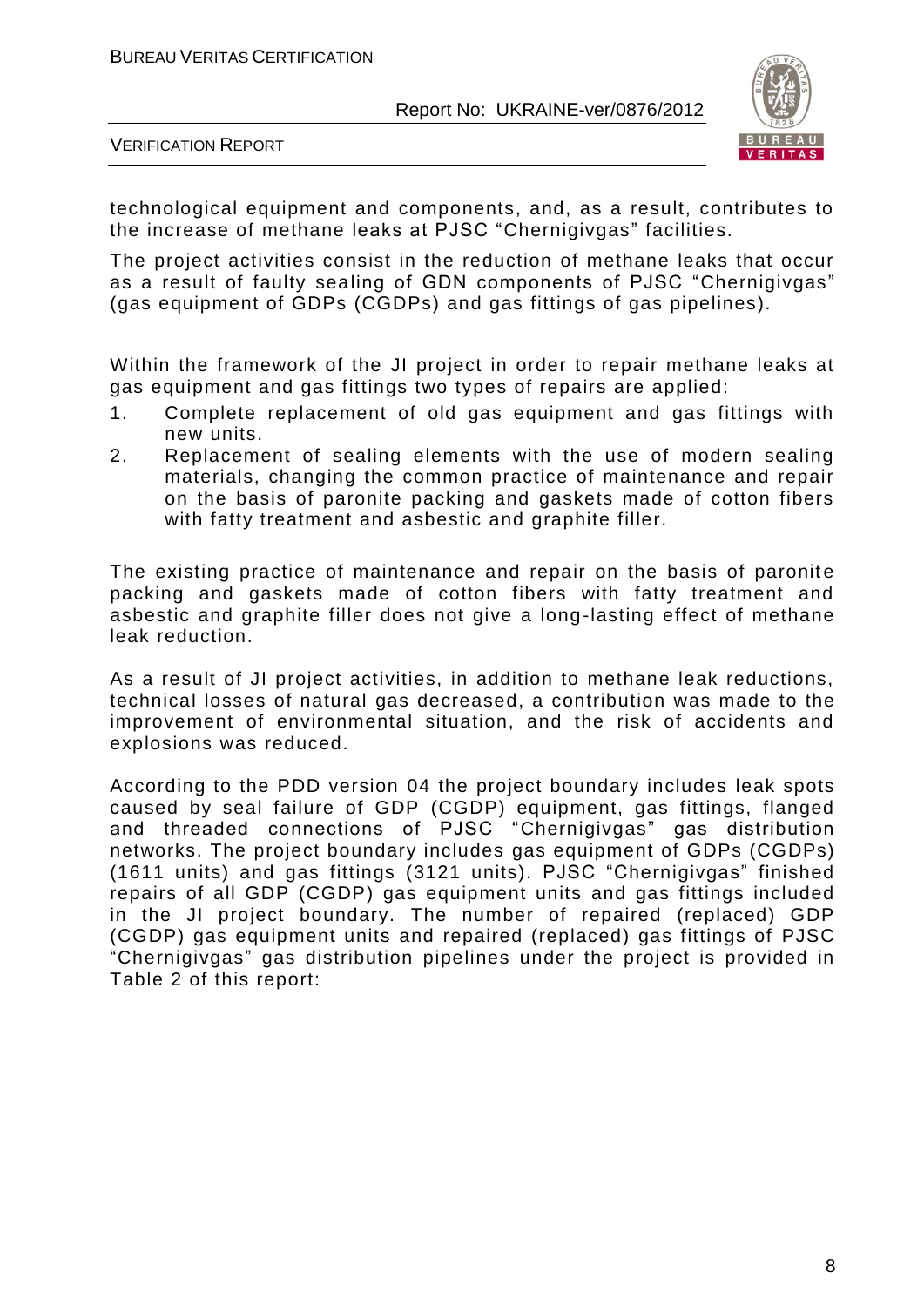technological equipment and components, and, as a result, contributes to the increase of methane leaks at PJSC "Chernigivgas" facilities.

The project activities consist in the reduction of methane leaks that occur as a result of faulty sealing of GDN components of PJSC "Chernigivgas" (gas equipment of GDPs (CGDPs) and gas fittings of gas pipelines).

Within the framework of the JI project in order to repair methane leaks at gas equipment and gas fittings two types of repairs are applied:

1. Complete replacement of old gas equipment and gas fittings with new units.
2. Replacement of sealing elements with the use of modern sealing materials, changing the common practice of maintenance and repair on the basis of paronite packing and gaskets made of cotton fibers with fatty treatment and asbestic and graphite filler.

The existing practice of maintenance and repair on the basis of paronite packing and gaskets made of cotton fibers with fatty treatment and asbestic and graphite filler does not give a long-lasting effect of methane leak reduction.

As a result of JI project activities, in addition to methane leak reductions, technical losses of natural gas decreased, a contribution was made to the improvement of environmental situation, and the risk of accidents and explosions was reduced.

According to the PDD version 04 the project boundary includes leak spots caused by seal failure of GDP (CGDP) equipment, gas fittings, flanged and threaded connections of PJSC "Chernigivgas" gas distribution networks. The project boundary includes gas equipment of GDPs (CGDPs) (1611 units) and gas fittings (3121 units). PJSC "Chernigivgas" finished repairs of all GDP (CGDP) gas equipment units and gas fittings included in the JI project boundary. The number of repaired (replaced) GDP (CGDP) gas equipment units and repaired (replaced) gas fittings of PJSC "Chernigivgas" gas distribution pipelines under the project is provided in Table 2 of this report: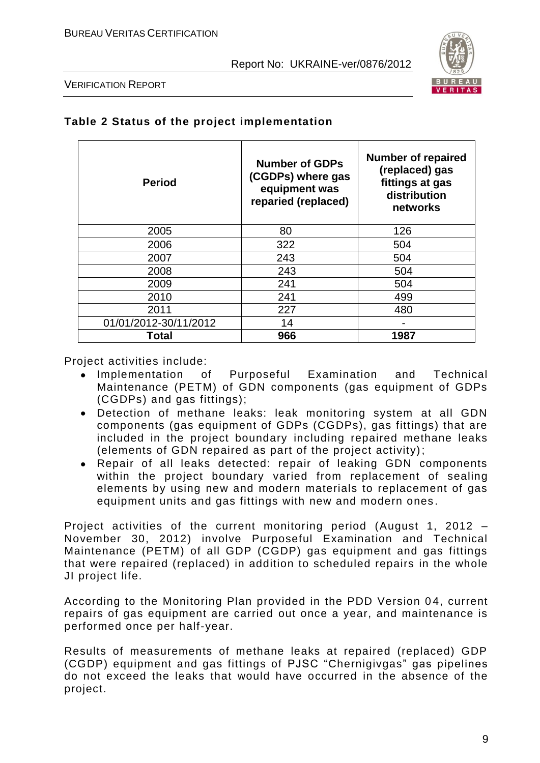**Table 2 Status of the project implementation**

| Period | Number of GDPs (CGDPs) where gas equipment was reparied (replaced) | Number of repaired (replaced) gas fittings at gas distribution networks |
|---|---|---|
| 2005 | 80 | 126 |
| 2006 | 322 | 504 |
| 2007 | 243 | 504 |
| 2008 | 243 | 504 |
| 2009 | 241 | 504 |
| 2010 | 241 | 499 |
| 2011 | 227 | 480 |
| 01/01/2012-30/11/2012 | 14 | - |
| **Total** | **966** | **1987** |

Project activities include:

- Implementation of Purposeful Examination and Technical Maintenance (PETM) of GDN components (gas equipment of GDPs (CGDPs) and gas fittings);
- Detection of methane leaks: leak monitoring system at all GDN components (gas equipment of GDPs (CGDPs), gas fittings) that are included in the project boundary including repaired methane leaks (elements of GDN repaired as part of the project activity);
- Repair of all leaks detected: repair of leaking GDN components within the project boundary varied from replacement of sealing elements by using new and modern materials to replacement of gas equipment units and gas fittings with new and modern ones.

Project activities of the current monitoring period (August 1, 2012 – November 30, 2012) involve Purposeful Examination and Technical Maintenance (PETM) of all GDP (CGDP) gas equipment and gas fittings that were repaired (replaced) in addition to scheduled repairs in the whole JI project life.

According to the Monitoring Plan provided in the PDD Version 04, current repairs of gas equipment are carried out once a year, and maintenance is performed once per half-year.

Results of measurements of methane leaks at repaired (replaced) GDP (CGDP) equipment and gas fittings of PJSC "Chernigivgas" gas pipelines do not exceed the leaks that would have occurred in the absence of the project.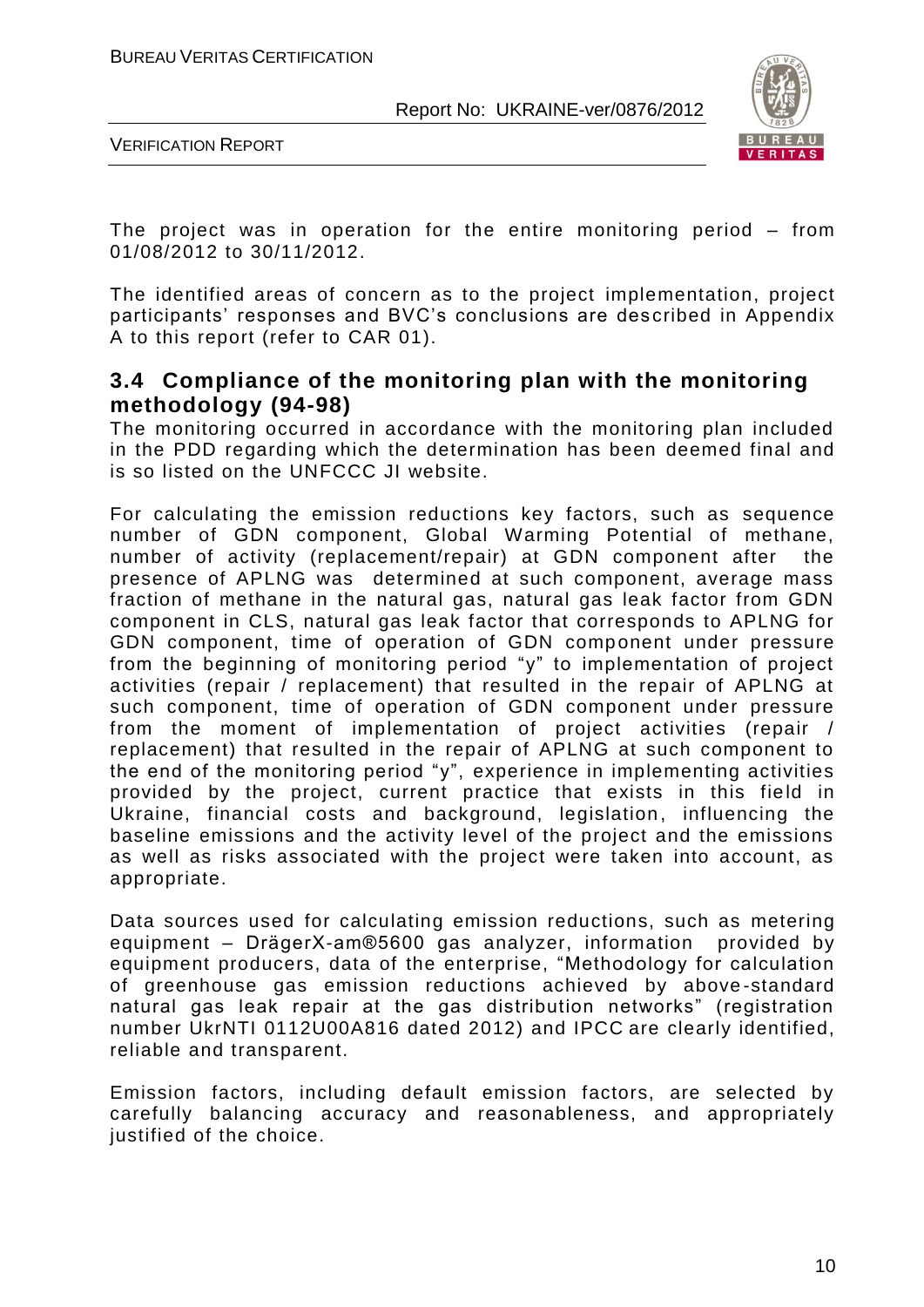The project was in operation for the entire monitoring period – from 01/08/2012 to 30/11/2012.

The identified areas of concern as to the project implementation, project participants' responses and BVC's conclusions are described in Appendix A to this report (refer to CAR 01).

## 3.4 Compliance of the monitoring plan with the monitoring methodology (94-98)

The monitoring occurred in accordance with the monitoring plan included in the PDD regarding which the determination has been deemed final and is so listed on the UNFCCC JI website.

For calculating the emission reductions key factors, such as sequence number of GDN component, Global Warming Potential of methane, number of activity (replacement/repair) at GDN component after the presence of APLNG was determined at such component, average mass fraction of methane in the natural gas, natural gas leak factor from GDN component in CLS, natural gas leak factor that corresponds to APLNG for GDN component, time of operation of GDN component under pressure from the beginning of monitoring period "y" to implementation of project activities (repair / replacement) that resulted in the repair of APLNG at such component, time of operation of GDN component under pressure from the moment of implementation of project activities (repair / replacement) that resulted in the repair of APLNG at such component to the end of the monitoring period "y", experience in implementing activities provided by the project, current practice that exists in this field in Ukraine, financial costs and background, legislation, influencing the baseline emissions and the activity level of the project and the emissions as well as risks associated with the project were taken into account, as appropriate.

Data sources used for calculating emission reductions, such as metering equipment – DrägerX-am®5600 gas analyzer, information provided by equipment producers, data of the enterprise, "Methodology for calculation of greenhouse gas emission reductions achieved by above-standard natural gas leak repair at the gas distribution networks" (registration number UkrNTI 0112U00A816 dated 2012) and IPCC are clearly identified, reliable and transparent.

Emission factors, including default emission factors, are selected by carefully balancing accuracy and reasonableness, and appropriately justified of the choice.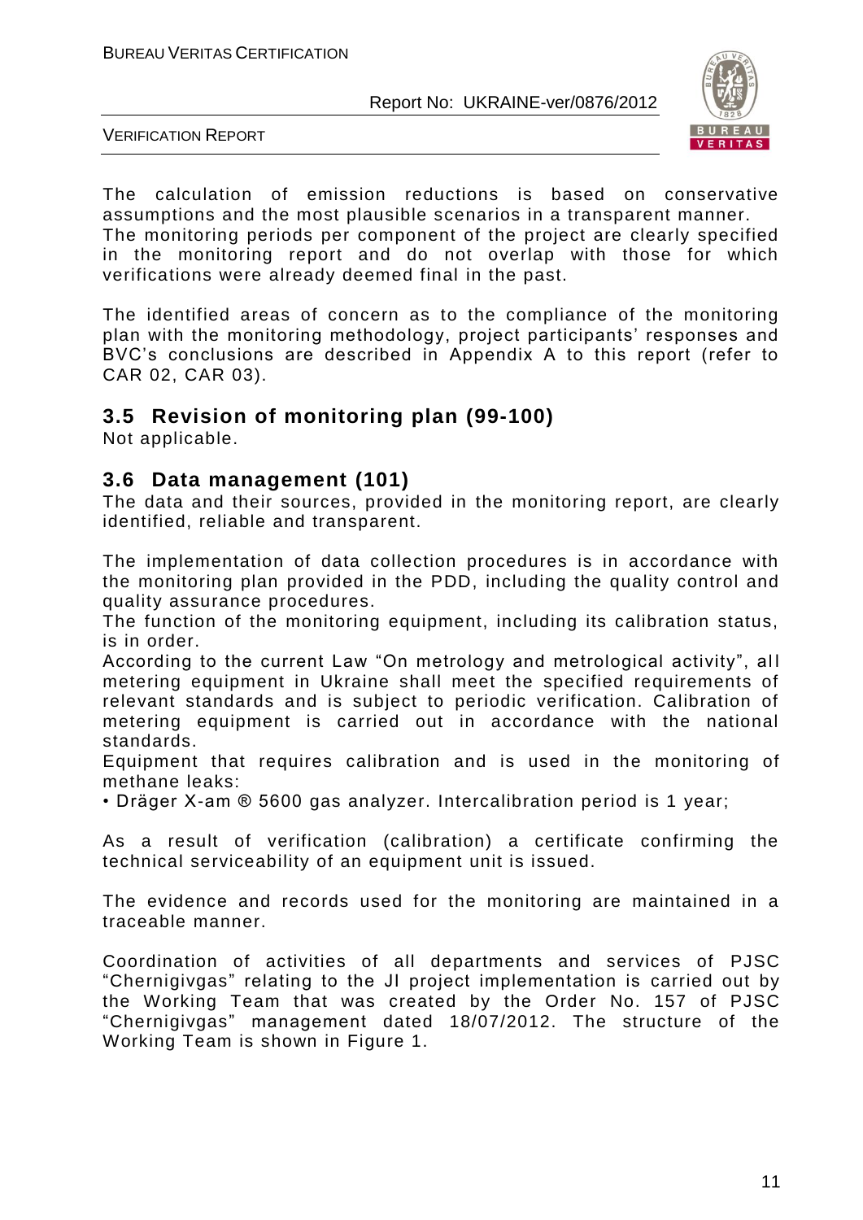The calculation of emission reductions is based on conservative assumptions and the most plausible scenarios in a transparent manner.
The monitoring periods per component of the project are clearly specified in the monitoring report and do not overlap with those for which verifications were already deemed final in the past.

The identified areas of concern as to the compliance of the monitoring plan with the monitoring methodology, project participants' responses and BVC's conclusions are described in Appendix A to this report (refer to CAR 02, CAR 03).

## 3.5 Revision of monitoring plan (99-100)

Not applicable.

## 3.6 Data management (101)

The data and their sources, provided in the monitoring report, are clearly identified, reliable and transparent.

The implementation of data collection procedures is in accordance with the monitoring plan provided in the PDD, including the quality control and quality assurance procedures.
The function of the monitoring equipment, including its calibration status, is in order.
According to the current Law "On metrology and metrological activity", all metering equipment in Ukraine shall meet the specified requirements of relevant standards and is subject to periodic verification. Calibration of metering equipment is carried out in accordance with the national standards.
Equipment that requires calibration and is used in the monitoring of methane leaks:
• Dräger X-am ® 5600 gas analyzer. Intercalibration period is 1 year;

As a result of verification (calibration) a certificate confirming the technical serviceability of an equipment unit is issued.

The evidence and records used for the monitoring are maintained in a traceable manner.

Coordination of activities of all departments and services of PJSC "Chernigivgas" relating to the JI project implementation is carried out by the Working Team that was created by the Order No. 157 of PJSC "Chernigivgas" management dated 18/07/2012. The structure of the Working Team is shown in Figure 1.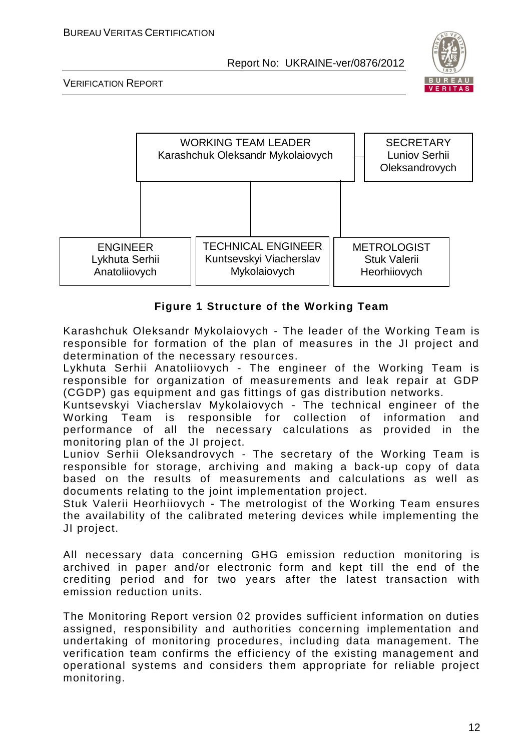WORKING TEAM LEADER
Karashchuk Oleksandr Mykolaiovych

SECRETARY
Luniov Serhii Oleksandrovych

ENGINEER
Lykhuta Serhii Anatoliiovych

TECHNICAL ENGINEER
Kuntsevskyi Viacherslav Mykolaiovych

METROLOGIST
Stuk Valerii Heorhiiovych

**Figure 1 Structure of the Working Team**

Karashchuk Oleksandr Mykolaiovych - The leader of the Working Team is responsible for formation of the plan of measures in the JI project and determination of the necessary resources.
Lykhuta Serhii Anatoliiovych - The engineer of the Working Team is responsible for organization of measurements and leak repair at GDP (CGDP) gas equipment and gas fittings of gas distribution networks.
Kuntsevskyi Viacherslav Mykolaiovych - The technical engineer of the Working Team is responsible for collection of information and performance of all the necessary calculations as provided in the monitoring plan of the JI project.
Luniov Serhii Oleksandrovych - The secretary of the Working Team is responsible for storage, archiving and making a back-up copy of data based on the results of measurements and calculations as well as documents relating to the joint implementation project.
Stuk Valerii Heorhiiovych - The metrologist of the Working Team ensures the availability of the calibrated metering devices while implementing the JI project.

All necessary data concerning GHG emission reduction monitoring is archived in paper and/or electronic form and kept till the end of the crediting period and for two years after the latest transaction with emission reduction units.

The Monitoring Report version 02 provides sufficient information on duties assigned, responsibility and authorities concerning implementation and undertaking of monitoring procedures, including data management. The verification team confirms the efficiency of the existing management and operational systems and considers them appropriate for reliable project monitoring.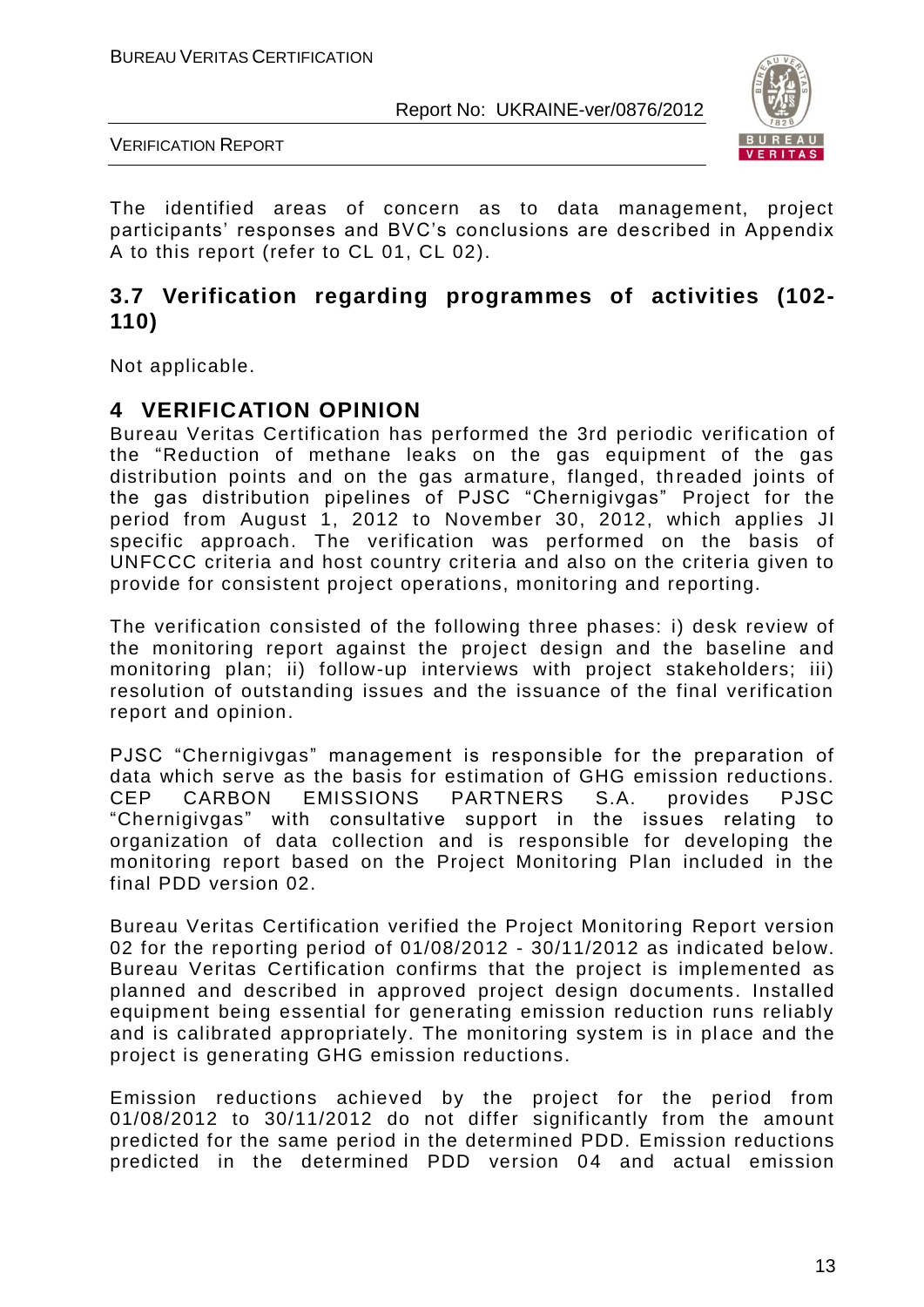The identified areas of concern as to data management, project participants' responses and BVC's conclusions are described in Appendix A to this report (refer to CL 01, CL 02).

## 3.7 Verification regarding programmes of activities (102-110)

Not applicable.

# 4 VERIFICATION OPINION

Bureau Veritas Certification has performed the 3rd periodic verification of the "Reduction of methane leaks on the gas equipment of the gas distribution points and on the gas armature, flanged, threaded joints of the gas distribution pipelines of PJSC "Chernigivgas" Project for the period from August 1, 2012 to November 30, 2012, which applies JI specific approach. The verification was performed on the basis of UNFCCC criteria and host country criteria and also on the criteria given to provide for consistent project operations, monitoring and reporting.

The verification consisted of the following three phases: i) desk review of the monitoring report against the project design and the baseline and monitoring plan; ii) follow-up interviews with project stakeholders; iii) resolution of outstanding issues and the issuance of the final verification report and opinion.

PJSC "Chernigivgas" management is responsible for the preparation of data which serve as the basis for estimation of GHG emission reductions. CEP CARBON EMISSIONS PARTNERS S.A. provides PJSC "Chernigivgas" with consultative support in the issues relating to organization of data collection and is responsible for developing the monitoring report based on the Project Monitoring Plan included in the final PDD version 02.

Bureau Veritas Certification verified the Project Monitoring Report version 02 for the reporting period of 01/08/2012 - 30/11/2012 as indicated below. Bureau Veritas Certification confirms that the project is implemented as planned and described in approved project design documents. Installed equipment being essential for generating emission reduction runs reliably and is calibrated appropriately. The monitoring system is in place and the project is generating GHG emission reductions.

Emission reductions achieved by the project for the period from 01/08/2012 to 30/11/2012 do not differ significantly from the amount predicted for the same period in the determined PDD. Emission reductions predicted in the determined PDD version 04 and actual emission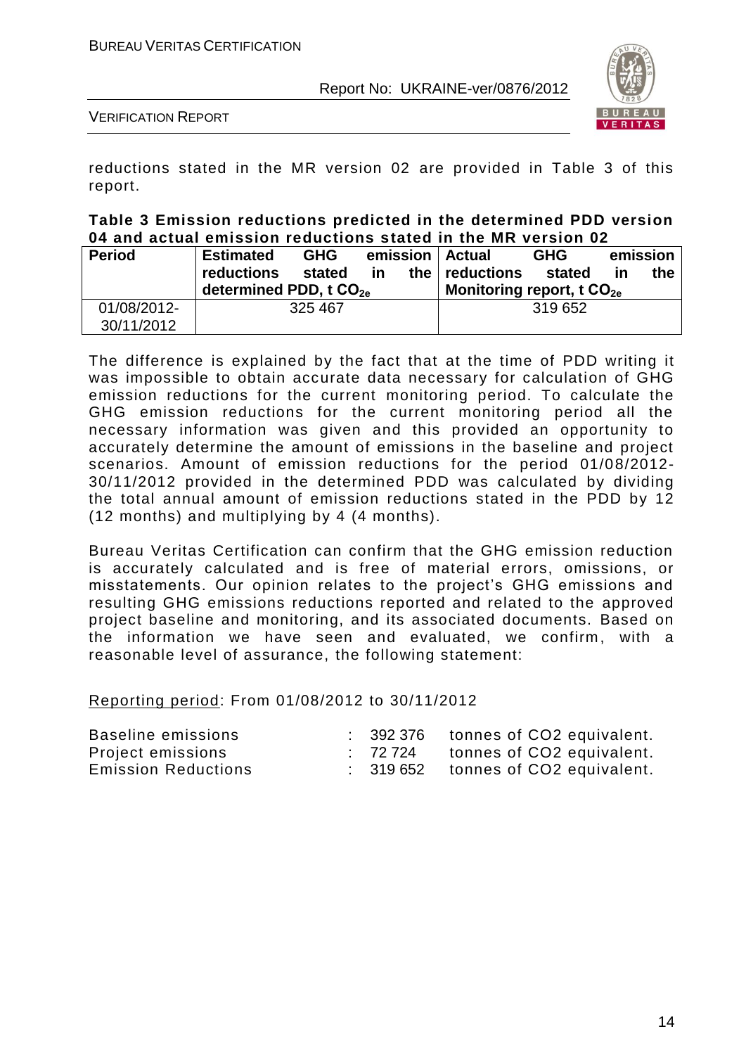reductions stated in the MR version 02 are provided in Table 3 of this report.

**Table 3 Emission reductions predicted in the determined PDD version 04 and actual emission reductions stated in the MR version 02**

| Period | Estimated GHG emission reductions stated in the determined PDD, t $CO_{2e}$ | Actual GHG emission reductions stated in the Monitoring report, t $CO_{2e}$ |
|---|---|---|
| 01/08/2012-30/11/2012 | 325 467 | 319 652 |

The difference is explained by the fact that at the time of PDD writing it was impossible to obtain accurate data necessary for calculation of GHG emission reductions for the current monitoring period. To calculate the GHG emission reductions for the current monitoring period all the necessary information was given and this provided an opportunity to accurately determine the amount of emissions in the baseline and project scenarios. Amount of emission reductions for the period 01/08/2012-30/11/2012 provided in the determined PDD was calculated by dividing the total annual amount of emission reductions stated in the PDD by 12 (12 months) and multiplying by 4 (4 months).

Bureau Veritas Certification can confirm that the GHG emission reduction is accurately calculated and is free of material errors, omissions, or misstatements. Our opinion relates to the project's GHG emissions and resulting GHG emissions reductions reported and related to the approved project baseline and monitoring, and its associated documents. Based on the information we have seen and evaluated, we confirm, with a reasonable level of assurance, the following statement:

Reporting period: From 01/08/2012 to 30/11/2012

| | | |
|---|---|---|
| Baseline emissions | : 392 376 | tonnes of CO2 equivalent. |
| Project emissions | : 72 724 | tonnes of CO2 equivalent. |
| Emission Reductions | : 319 652 | tonnes of CO2 equivalent. |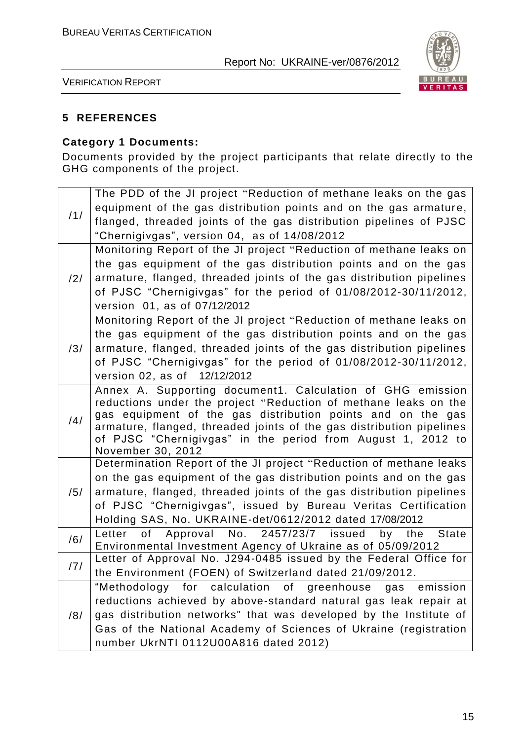## 5 REFERENCES

### Category 1 Documents:

Documents provided by the project participants that relate directly to the GHG components of the project.

| | |
|---|---|
| /1/ | The PDD of the JI project "Reduction of methane leaks on the gas equipment of the gas distribution points and on the gas armature, flanged, threaded joints of the gas distribution pipelines of PJSC "Chernigivgas", version 04, as of 14/08/2012 |
| /2/ | Monitoring Report of the JI project "Reduction of methane leaks on the gas equipment of the gas distribution points and on the gas armature, flanged, threaded joints of the gas distribution pipelines of PJSC "Chernigivgas" for the period of 01/08/2012-30/11/2012, version 01, as of 07/12/2012 |
| /3/ | Monitoring Report of the JI project "Reduction of methane leaks on the gas equipment of the gas distribution points and on the gas armature, flanged, threaded joints of the gas distribution pipelines of PJSC "Chernigivgas" for the period of 01/08/2012-30/11/2012, version 02, as of 12/12/2012 |
| /4/ | Annex A. Supporting document1. Calculation of GHG emission reductions under the project "Reduction of methane leaks on the gas equipment of the gas distribution points and on the gas armature, flanged, threaded joints of the gas distribution pipelines of PJSC "Chernigivgas" in the period from August 1, 2012 to November 30, 2012 |
| /5/ | Determination Report of the JI project "Reduction of methane leaks on the gas equipment of the gas distribution points and on the gas armature, flanged, threaded joints of the gas distribution pipelines of PJSC "Chernigivgas", issued by Bureau Veritas Certification Holding SAS, No. UKRAINE-det/0612/2012 dated 17/08/2012 |
| /6/ | Letter of Approval No. 2457/23/7 issued by the State Environmental Investment Agency of Ukraine as of 05/09/2012 |
| /7/ | Letter of Approval No. J294-0485 issued by the Federal Office for the Environment (FOEN) of Switzerland dated 21/09/2012. |
| /8/ | "Methodology for calculation of greenhouse gas emission reductions achieved by above-standard natural gas leak repair at gas distribution networks" that was developed by the Institute of Gas of the National Academy of Sciences of Ukraine (registration number UkrNTI 0112U00A816 dated 2012) |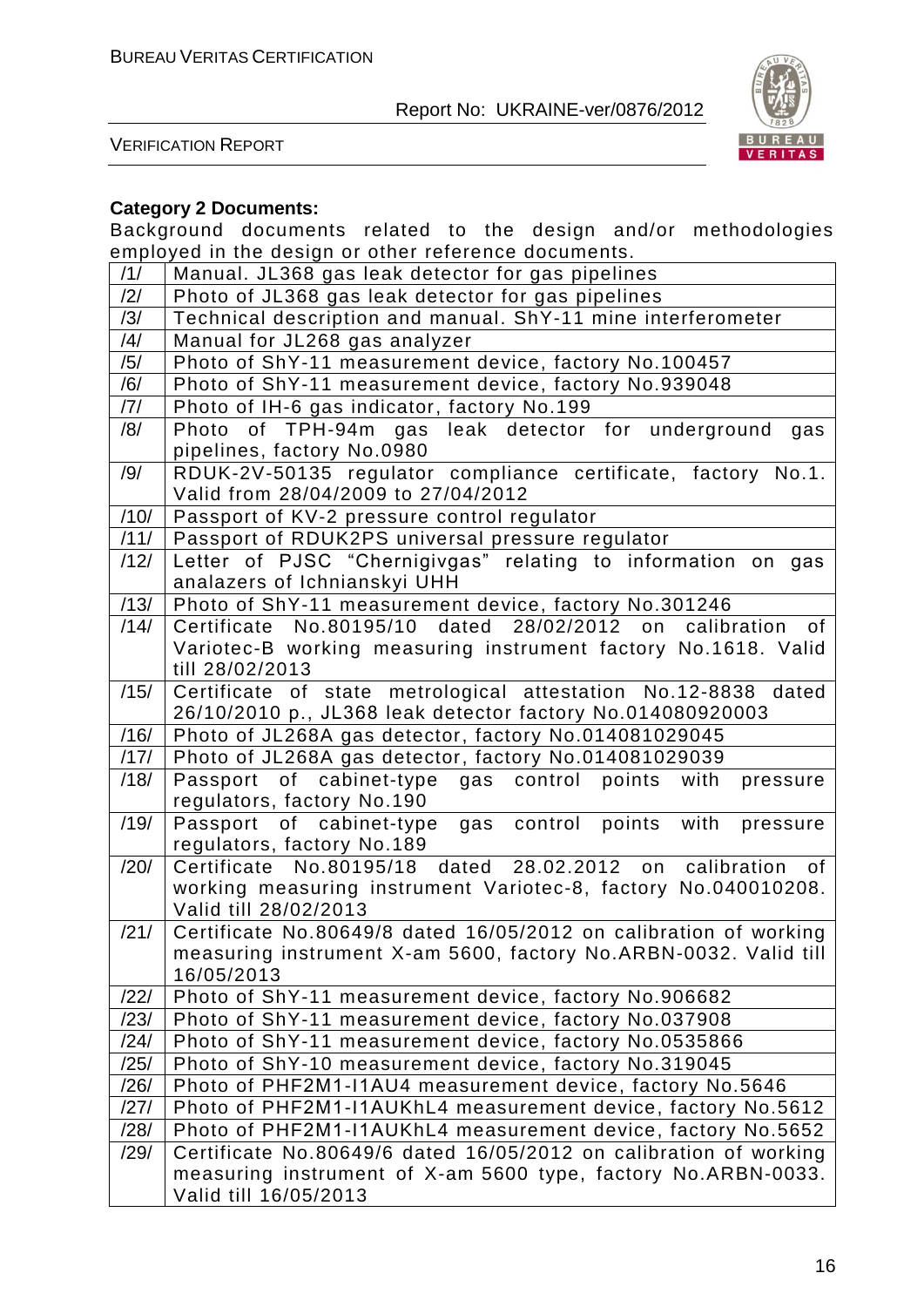**Category 2 Documents:**

Background documents related to the design and/or methodologies employed in the design or other reference documents.

| | |
|---|---|
| /1/ | Manual. JL368 gas leak detector for gas pipelines |
| /2/ | Photo of JL368 gas leak detector for gas pipelines |
| /3/ | Technical description and manual. ShY-11 mine interferometer |
| /4/ | Manual for JL268 gas analyzer |
| /5/ | Photo of ShY-11 measurement device, factory No.100457 |
| /6/ | Photo of ShY-11 measurement device, factory No.939048 |
| /7/ | Photo of IH-6 gas indicator, factory No.199 |
| /8/ | Photo of TPH-94m gas leak detector for underground gas pipelines, factory No.0980 |
| /9/ | RDUK-2V-50135 regulator compliance certificate, factory No.1. Valid from 28/04/2009 to 27/04/2012 |
| /10/ | Passport of KV-2 pressure control regulator |
| /11/ | Passport of RDUK2PS universal pressure regulator |
| /12/ | Letter of PJSC "Chernigivgas" relating to information on gas analazers of Ichnianskyi UHH |
| /13/ | Photo of ShY-11 measurement device, factory No.301246 |
| /14/ | Certificate No.80195/10 dated 28/02/2012 on calibration of Variotec-B working measuring instrument factory No.1618. Valid till 28/02/2013 |
| /15/ | Certificate of state metrological attestation No.12-8838 dated 26/10/2010 p., JL368 leak detector factory No.014080920003 |
| /16/ | Photo of JL268A gas detector, factory No.014081029045 |
| /17/ | Photo of JL268A gas detector, factory No.014081029039 |
| /18/ | Passport of cabinet-type gas control points with pressure regulators, factory No.190 |
| /19/ | Passport of cabinet-type gas control points with pressure regulators, factory No.189 |
| /20/ | Certificate No.80195/18 dated 28.02.2012 on calibration of working measuring instrument Variotec-8, factory No.040010208. Valid till 28/02/2013 |
| /21/ | Certificate No.80649/8 dated 16/05/2012 on calibration of working measuring instrument X-am 5600, factory No.ARBN-0032. Valid till 16/05/2013 |
| /22/ | Photo of ShY-11 measurement device, factory No.906682 |
| /23/ | Photo of ShY-11 measurement device, factory No.037908 |
| /24/ | Photo of ShY-11 measurement device, factory No.0535866 |
| /25/ | Photo of ShY-10 measurement device, factory No.319045 |
| /26/ | Photo of PHF2M1-I1AU4 measurement device, factory No.5646 |
| /27/ | Photo of PHF2M1-I1AUKhL4 measurement device, factory No.5612 |
| /28/ | Photo of PHF2M1-I1AUKhL4 measurement device, factory No.5652 |
| /29/ | Certificate No.80649/6 dated 16/05/2012 on calibration of working measuring instrument of X-am 5600 type, factory No.ARBN-0033. Valid till 16/05/2013 |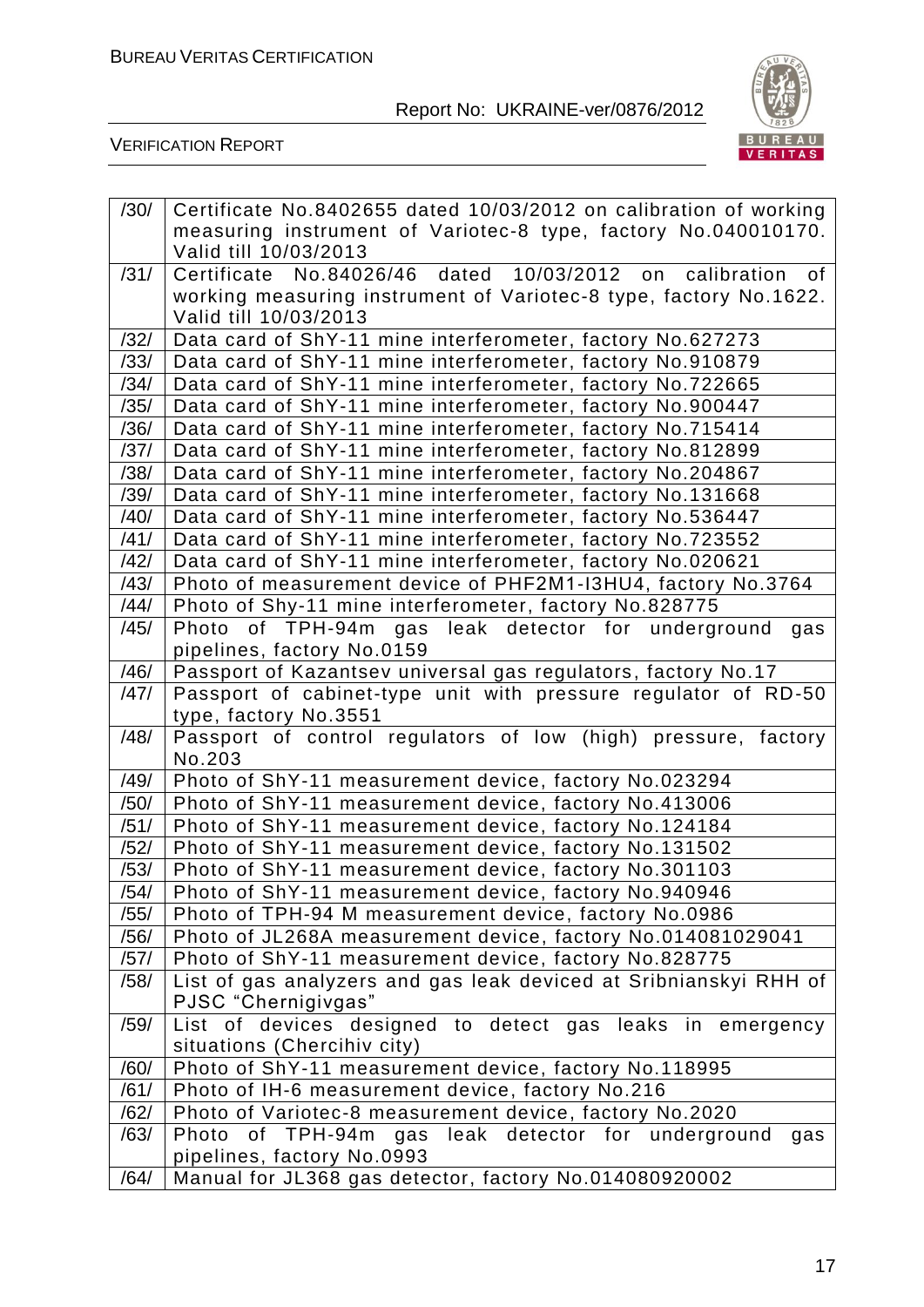| | |
|---|---|
| /30/ | Certificate No.8402655 dated 10/03/2012 on calibration of working measuring instrument of Variotec-8 type, factory No.040010170. Valid till 10/03/2013 |
| /31/ | Certificate No.84026/46 dated 10/03/2012 on calibration of working measuring instrument of Variotec-8 type, factory No.1622. Valid till 10/03/2013 |
| /32/ | Data card of ShY-11 mine interferometer, factory No.627273 |
| /33/ | Data card of ShY-11 mine interferometer, factory No.910879 |
| /34/ | Data card of ShY-11 mine interferometer, factory No.722665 |
| /35/ | Data card of ShY-11 mine interferometer, factory No.900447 |
| /36/ | Data card of ShY-11 mine interferometer, factory No.715414 |
| /37/ | Data card of ShY-11 mine interferometer, factory No.812899 |
| /38/ | Data card of ShY-11 mine interferometer, factory No.204867 |
| /39/ | Data card of ShY-11 mine interferometer, factory No.131668 |
| /40/ | Data card of ShY-11 mine interferometer, factory No.536447 |
| /41/ | Data card of ShY-11 mine interferometer, factory No.723552 |
| /42/ | Data card of ShY-11 mine interferometer, factory No.020621 |
| /43/ | Photo of measurement device of PHF2M1-I3HU4, factory No.3764 |
| /44/ | Photo of Shy-11 mine interferometer, factory No.828775 |
| /45/ | Photo of TPH-94m gas leak detector for underground gas pipelines, factory No.0159 |
| /46/ | Passport of Kazantsev universal gas regulators, factory No.17 |
| /47/ | Passport of cabinet-type unit with pressure regulator of RD-50 type, factory No.3551 |
| /48/ | Passport of control regulators of low (high) pressure, factory No.203 |
| /49/ | Photo of ShY-11 measurement device, factory No.023294 |
| /50/ | Photo of ShY-11 measurement device, factory No.413006 |
| /51/ | Photo of ShY-11 measurement device, factory No.124184 |
| /52/ | Photo of ShY-11 measurement device, factory No.131502 |
| /53/ | Photo of ShY-11 measurement device, factory No.301103 |
| /54/ | Photo of ShY-11 measurement device, factory No.940946 |
| /55/ | Photo of TPH-94 M measurement device, factory No.0986 |
| /56/ | Photo of JL268A measurement device, factory No.014081029041 |
| /57/ | Photo of ShY-11 measurement device, factory No.828775 |
| /58/ | List of gas analyzers and gas leak deviced at Sribnianskyi RHH of PJSC "Chernigivgas" |
| /59/ | List of devices designed to detect gas leaks in emergency situations (Chercihiv city) |
| /60/ | Photo of ShY-11 measurement device, factory No.118995 |
| /61/ | Photo of IH-6 measurement device, factory No.216 |
| /62/ | Photo of Variotec-8 measurement device, factory No.2020 |
| /63/ | Photo of TPH-94m gas leak detector for underground gas pipelines, factory No.0993 |
| /64/ | Manual for JL368 gas detector, factory No.014080920002 |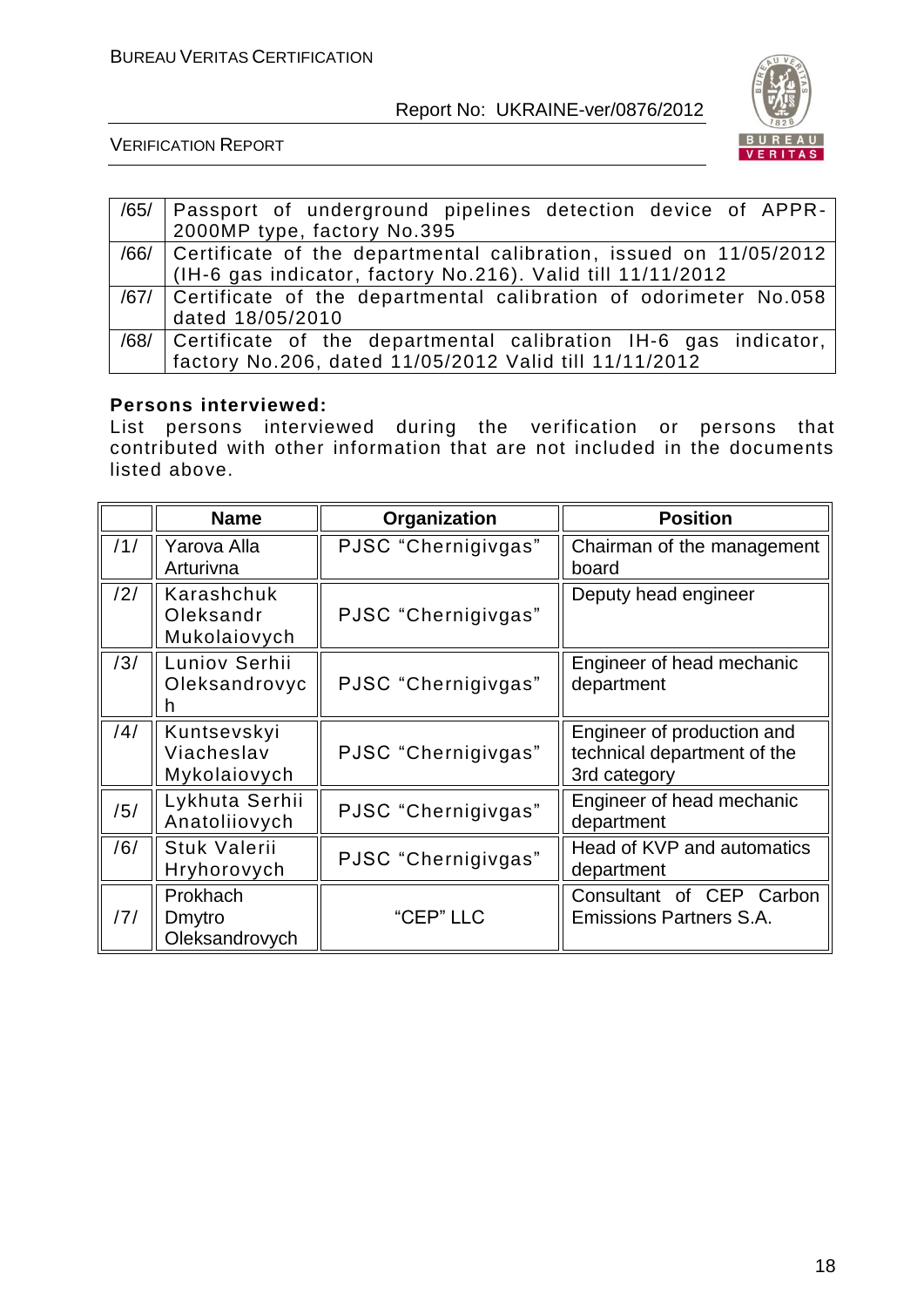| /65/ | Passport of underground pipelines detection device of APPR-2000MP type, factory No.395 |
|---|---|
| /66/ | Certificate of the departmental calibration, issued on 11/05/2012 (IH-6 gas indicator, factory No.216). Valid till 11/11/2012 |
| /67/ | Certificate of the departmental calibration of odorimeter No.058 dated 18/05/2010 |
| /68/ | Certificate of the departmental calibration IH-6 gas indicator, factory No.206, dated 11/05/2012 Valid till 11/11/2012 |

**Persons interviewed:**

List persons interviewed during the verification or persons that contributed with other information that are not included in the documents listed above.

| | Name | Organization | Position |
|---|---|---|---|
| /1/ | Yarova Alla Arturivna | PJSC "Chernigivgas" | Chairman of the management board |
| /2/ | Karashchuk Oleksandr Mukolaiovych | PJSC "Chernigivgas" | Deputy head engineer |
| /3/ | Luniov Serhii Oleksandrovych | PJSC "Chernigivgas" | Engineer of head mechanic department |
| /4/ | Kuntsevskyi Viacheslav Mykolaiovych | PJSC "Chernigivgas" | Engineer of production and technical department of the 3rd category |
| /5/ | Lykhuta Serhii Anatoliiovych | PJSC "Chernigivgas" | Engineer of head mechanic department |
| /6/ | Stuk Valerii Hryhorovych | PJSC "Chernigivgas" | Head of KVP and automatics department |
| /7/ | Prokhach Dmytro Oleksandrovych | "CEP" LLC | Consultant of CEP Carbon Emissions Partners S.A. |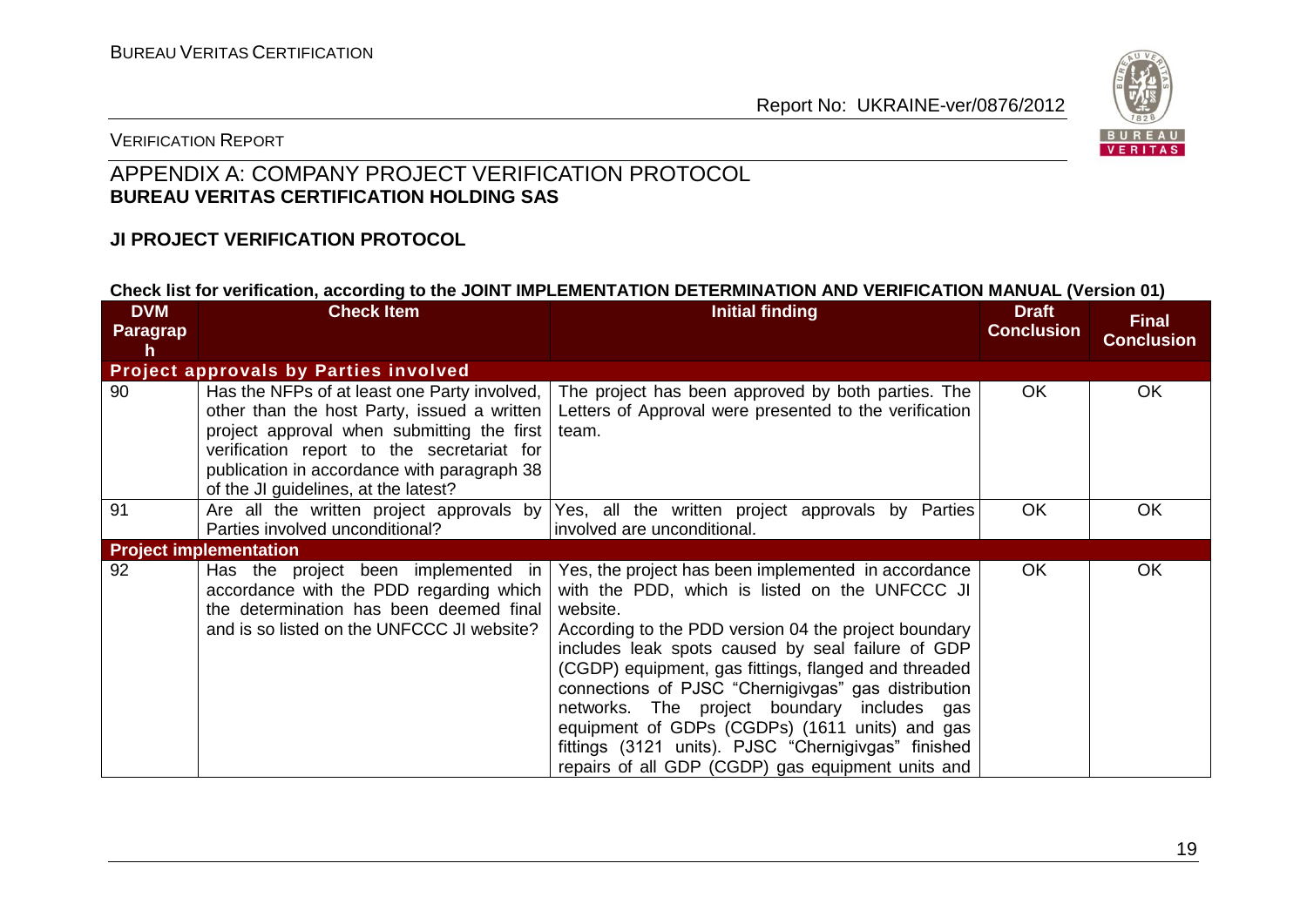## APPENDIX A: COMPANY PROJECT VERIFICATION PROTOCOL
**BUREAU VERITAS CERTIFICATION HOLDING SAS**

### JI PROJECT VERIFICATION PROTOCOL

**Check list for verification, according to the JOINT IMPLEMENTATION DETERMINATION AND VERIFICATION MANUAL (Version 01)**

| DVM Paragraph | Check Item | Initial finding | Draft Conclusion | Final Conclusion |
|---|---|---|---|---|
| **Project approvals by Parties involved** | | | | |
| 90 | Has the NFPs of at least one Party involved, other than the host Party, issued a written project approval when submitting the first verification report to the secretariat for publication in accordance with paragraph 38 of the JI guidelines, at the latest? | The project has been approved by both parties. The Letters of Approval were presented to the verification team. | OK | OK |
| 91 | Are all the written project approvals by Parties involved unconditional? | Yes, all the written project approvals by Parties involved are unconditional. | OK | OK |
| **Project implementation** | | | | |
| 92 | Has the project been implemented in accordance with the PDD regarding which the determination has been deemed final and is so listed on the UNFCCC JI website? | Yes, the project has been implemented in accordance with the PDD, which is listed on the UNFCCC JI website.<br>According to the PDD version 04 the project boundary includes leak spots caused by seal failure of GDP (CGDP) equipment, gas fittings, flanged and threaded connections of PJSC "Chernigivgas" gas distribution networks. The project boundary includes gas equipment of GDPs (CGDPs) (1611 units) and gas fittings (3121 units). PJSC "Chernigivgas" finished repairs of all GDP (CGDP) gas equipment units and | OK | OK |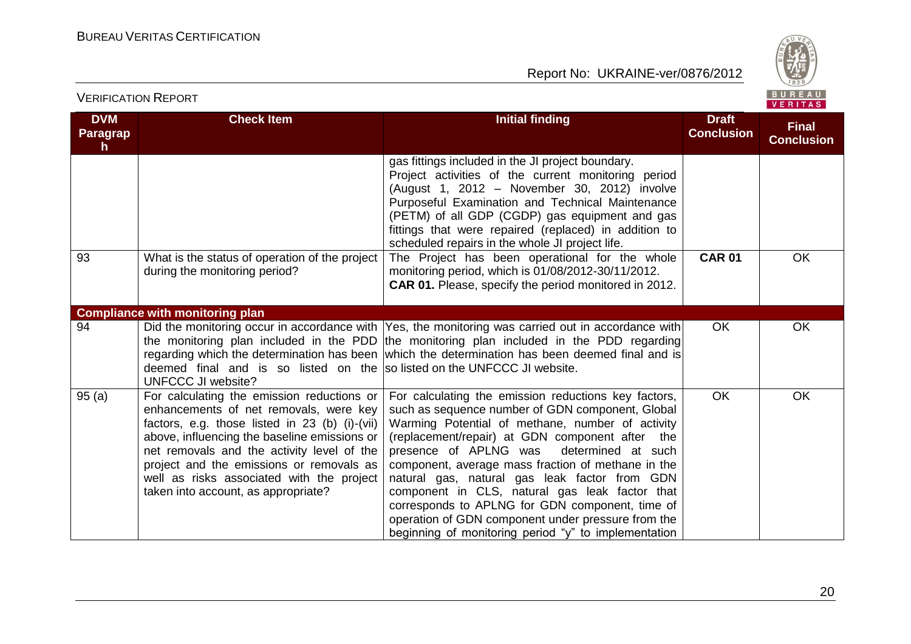| DVM Paragraph | Check Item | Initial finding | Draft Conclusion | Final Conclusion |
|---|---|---|---|---|
| | | gas fittings included in the JI project boundary. Project activities of the current monitoring period (August 1, 2012 – November 30, 2012) involve Purposeful Examination and Technical Maintenance (PETM) of all GDP (CGDP) gas equipment and gas fittings that were repaired (replaced) in addition to scheduled repairs in the whole JI project life. | | |
| 93 | What is the status of operation of the project during the monitoring period? | The Project has been operational for the whole monitoring period, which is 01/08/2012-30/11/2012. **CAR 01.** Please, specify the period monitored in 2012. | **CAR 01** | OK |
| **Compliance with monitoring plan** | | | | |
| 94 | Did the monitoring occur in accordance with the monitoring plan included in the PDD regarding which the determination has been deemed final and is so listed on the UNFCCC JI website? | Yes, the monitoring was carried out in accordance with the monitoring plan included in the PDD regarding which the determination has been deemed final and is so listed on the UNFCCC JI website. | OK | OK |
| 95 (a) | For calculating the emission reductions or enhancements of net removals, were key factors, e.g. those listed in 23 (b) (i)-(vii) above, influencing the baseline emissions or net removals and the activity level of the project and the emissions or removals as well as risks associated with the project taken into account, as appropriate? | For calculating the emission reductions key factors, such as sequence number of GDN component, Global Warming Potential of methane, number of activity (replacement/repair) at GDN component after the presence of APLNG was determined at such component, average mass fraction of methane in the natural gas, natural gas leak factor from GDN component in CLS, natural gas leak factor that corresponds to APLNG for GDN component, time of operation of GDN component under pressure from the beginning of monitoring period "y" to implementation | OK | OK |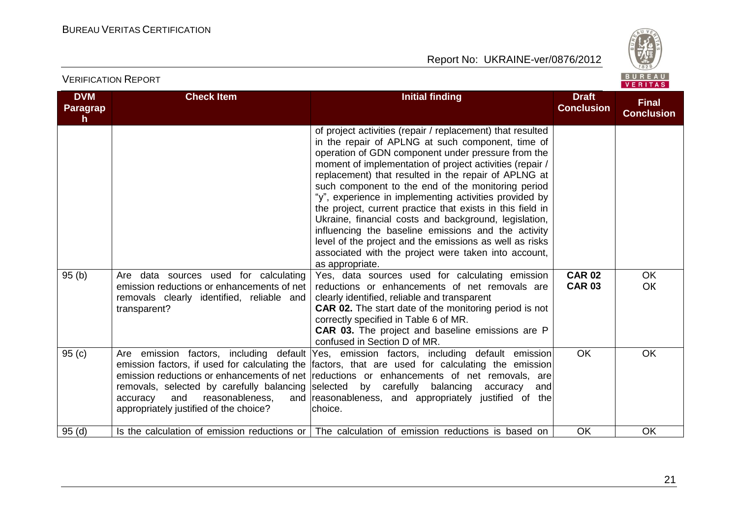| DVM Paragraph | Check Item | Initial finding | Draft Conclusion | Final Conclusion |
|---|---|---|---|---|
| | | of project activities (repair / replacement) that resulted in the repair of APLNG at such component, time of operation of GDN component under pressure from the moment of implementation of project activities (repair / replacement) that resulted in the repair of APLNG at such component to the end of the monitoring period "y", experience in implementing activities provided by the project, current practice that exists in this field in Ukraine, financial costs and background, legislation, influencing the baseline emissions and the activity level of the project and the emissions as well as risks associated with the project were taken into account, as appropriate. | | |
| 95 (b) | Are data sources used for calculating emission reductions or enhancements of net removals clearly identified, reliable and transparent? | Yes, data sources used for calculating emission reductions or enhancements of net removals are clearly identified, reliable and transparent<br>**CAR 02.** The start date of the monitoring period is not correctly specified in Table 6 of MR.<br>**CAR 03.** The project and baseline emissions are P confused in Section D of MR. | **CAR 02**<br>**CAR 03** | OK<br>OK |
| 95 (c) | Are emission factors, including default emission factors, if used for calculating the emission reductions or enhancements of net removals, selected by carefully balancing accuracy and reasonableness, and appropriately justified of the choice? | Yes, emission factors, including default emission factors, that are used for calculating the emission reductions or enhancements of net removals, are selected by carefully balancing accuracy and reasonableness, and appropriately justified of the choice. | OK | OK |
| 95 (d) | Is the calculation of emission reductions or | The calculation of emission reductions is based on | OK | OK |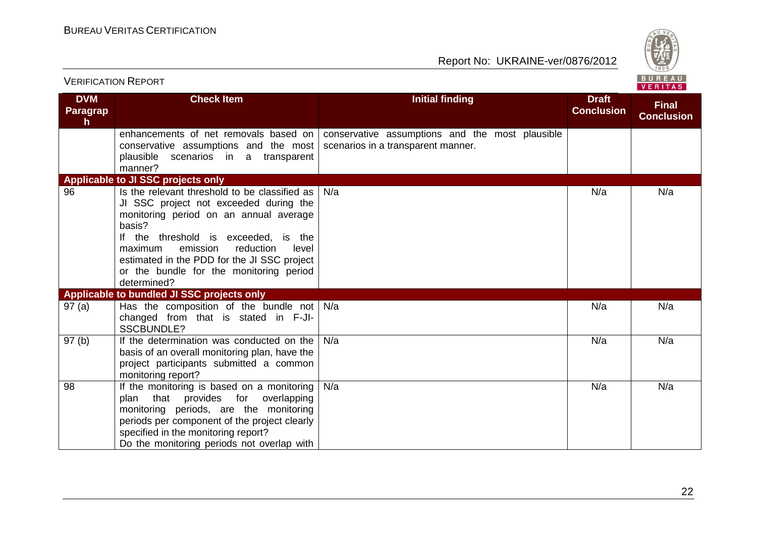| DVM Paragraph | Check Item | Initial finding | Draft Conclusion | Final Conclusion |
|---|---|---|---|---|
| | enhancements of net removals based on conservative assumptions and the most plausible scenarios in a transparent manner? | conservative assumptions and the most plausible scenarios in a transparent manner. | | |
| **Applicable to JI SSC projects only** | | | | |
| 96 | Is the relevant threshold to be classified as JI SSC project not exceeded during the monitoring period on an annual average basis? If the threshold is exceeded, is the maximum emission reduction level estimated in the PDD for the JI SSC project or the bundle for the monitoring period determined? | N/a | N/a | N/a |
| **Applicable to bundled JI SSC projects only** | | | | |
| 97 (a) | Has the composition of the bundle not changed from that is stated in F-JI-SSCBUNDLE? | N/a | N/a | N/a |
| 97 (b) | If the determination was conducted on the basis of an overall monitoring plan, have the project participants submitted a common monitoring report? | N/a | N/a | N/a |
| 98 | If the monitoring is based on a monitoring plan that provides for overlapping monitoring periods, are the monitoring periods per component of the project clearly specified in the monitoring report? Do the monitoring periods not overlap with | N/a | N/a | N/a |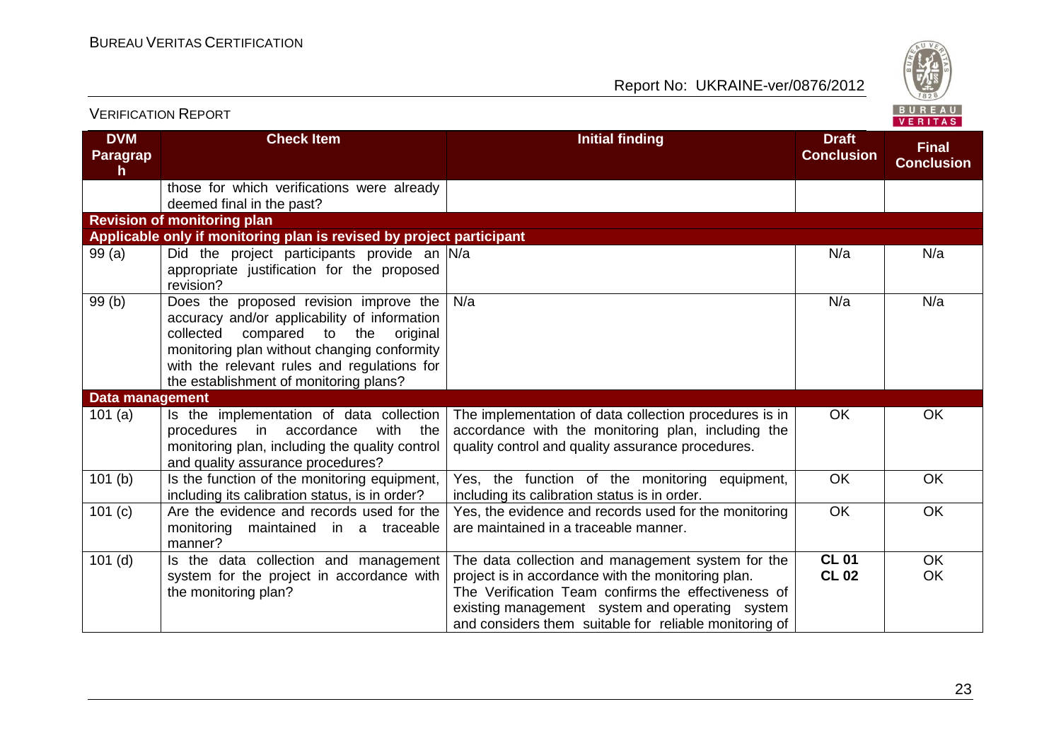| DVM Paragraph | Check Item | Initial finding | Draft Conclusion | Final Conclusion |
|---|---|---|---|---|
| | those for which verifications were already deemed final in the past? | | | |
| **Revision of monitoring plan** | | | | |
| **Applicable only if monitoring plan is revised by project participant** | | | | |
| 99 (a) | Did the project participants provide an appropriate justification for the proposed revision? | N/a | N/a | N/a |
| 99 (b) | Does the proposed revision improve the accuracy and/or applicability of information collected compared to the original monitoring plan without changing conformity with the relevant rules and regulations for the establishment of monitoring plans? | N/a | N/a | N/a |
| **Data management** | | | | |
| 101 (a) | Is the implementation of data collection procedures in accordance with the monitoring plan, including the quality control and quality assurance procedures? | The implementation of data collection procedures is in accordance with the monitoring plan, including the quality control and quality assurance procedures. | OK | OK |
| 101 (b) | Is the function of the monitoring equipment, including its calibration status, is in order? | Yes, the function of the monitoring equipment, including its calibration status is in order. | OK | OK |
| 101 (c) | Are the evidence and records used for the monitoring maintained in a traceable manner? | Yes, the evidence and records used for the monitoring are maintained in a traceable manner. | OK | OK |
| 101 (d) | Is the data collection and management system for the project in accordance with the monitoring plan? | The data collection and management system for the project is in accordance with the monitoring plan. The Verification Team confirms the effectiveness of existing management system and operating system and considers them suitable for reliable monitoring of | **CL 01** **CL 02** | OK OK |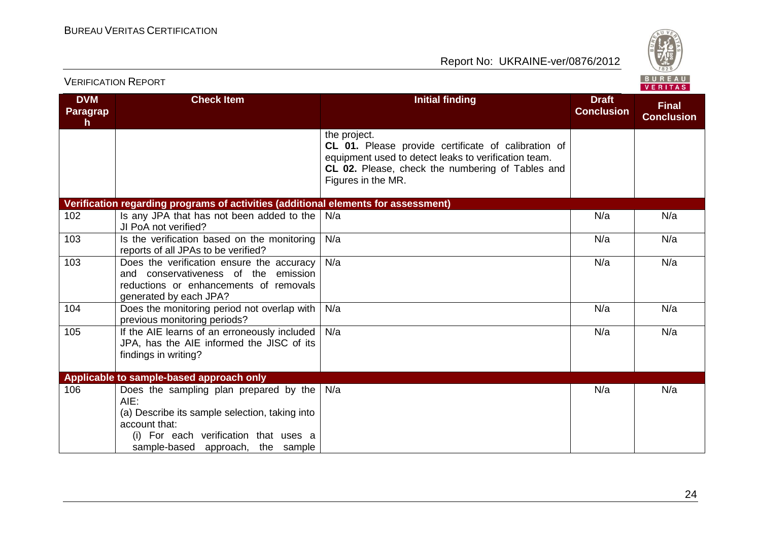| DVM Paragraph | Check Item | Initial finding | Draft Conclusion | Final Conclusion |
|---|---|---|---|---|
| | | the project. **CL 01.** Please provide certificate of calibration of equipment used to detect leaks to verification team. **CL 02.** Please, check the numbering of Tables and Figures in the MR. | | |
| **Verification regarding programs of activities (additional elements for assessment)** | | | | |
| 102 | Is any JPA that has not been added to the JI PoA not verified? | N/a | N/a | N/a |
| 103 | Is the verification based on the monitoring reports of all JPAs to be verified? | N/a | N/a | N/a |
| 103 | Does the verification ensure the accuracy and conservativeness of the emission reductions or enhancements of removals generated by each JPA? | N/a | N/a | N/a |
| 104 | Does the monitoring period not overlap with previous monitoring periods? | N/a | N/a | N/a |
| 105 | If the AIE learns of an erroneously included JPA, has the AIE informed the JISC of its findings in writing? | N/a | N/a | N/a |
| **Applicable to sample-based approach only** | | | | |
| 106 | Does the sampling plan prepared by the AIE: (a) Describe its sample selection, taking into account that: (i) For each verification that uses a sample-based approach, the sample | N/a | N/a | N/a |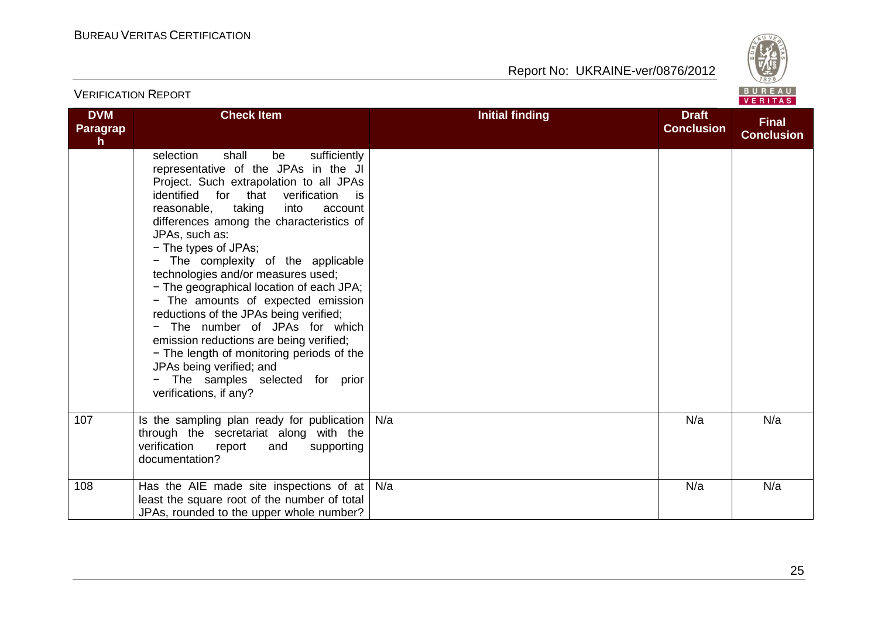| DVM Paragraph | Check Item | Initial finding | Draft Conclusion | Final Conclusion |
|---|---|---|---|---|
| | selection shall be sufficiently representative of the JPAs in the JI Project. Such extrapolation to all JPAs identified for that verification is reasonable, taking into account differences among the characteristics of JPAs, such as: − The types of JPAs; − The complexity of the applicable technologies and/or measures used; − The geographical location of each JPA; − The amounts of expected emission reductions of the JPAs being verified; − The number of JPAs for which emission reductions are being verified; − The length of monitoring periods of the JPAs being verified; and − The samples selected for prior verifications, if any? | | | |
| 107 | Is the sampling plan ready for publication through the secretariat along with the verification report and supporting documentation? | N/a | N/a | N/a |
| 108 | Has the AIE made site inspections of at least the square root of the number of total JPAs, rounded to the upper whole number? | N/a | N/a | N/a |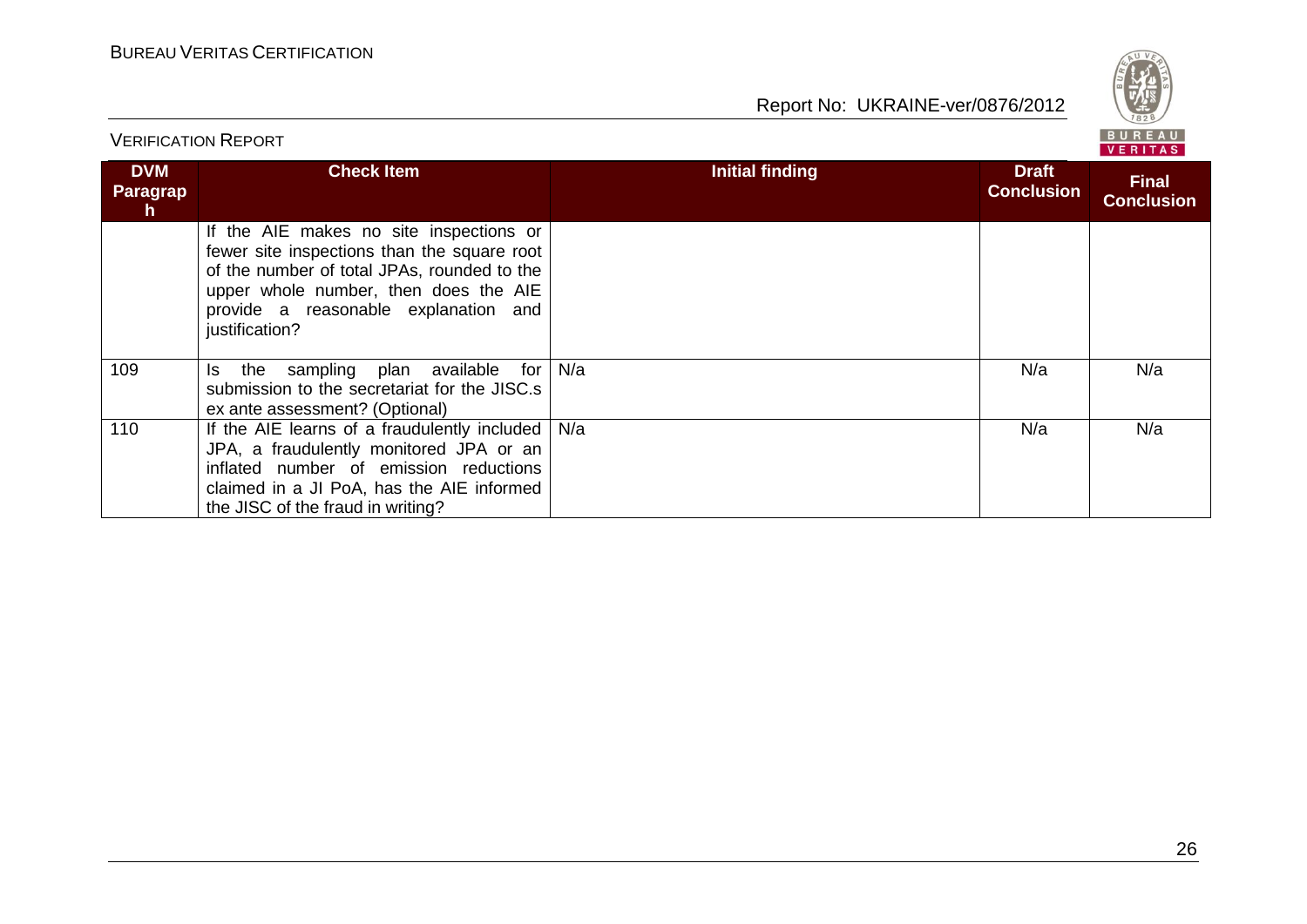| DVM Paragraph | Check Item | Initial finding | Draft Conclusion | Final Conclusion |
|---|---|---|---|---|
| | If the AIE makes no site inspections or fewer site inspections than the square root of the number of total JPAs, rounded to the upper whole number, then does the AIE provide a reasonable explanation and justification? | | | |
| 109 | Is the sampling plan available for submission to the secretariat for the JISC.s ex ante assessment? (Optional) | N/a | N/a | N/a |
| 110 | If the AIE learns of a fraudulently included JPA, a fraudulently monitored JPA or an inflated number of emission reductions claimed in a JI PoA, has the AIE informed the JISC of the fraud in writing? | N/a | N/a | N/a |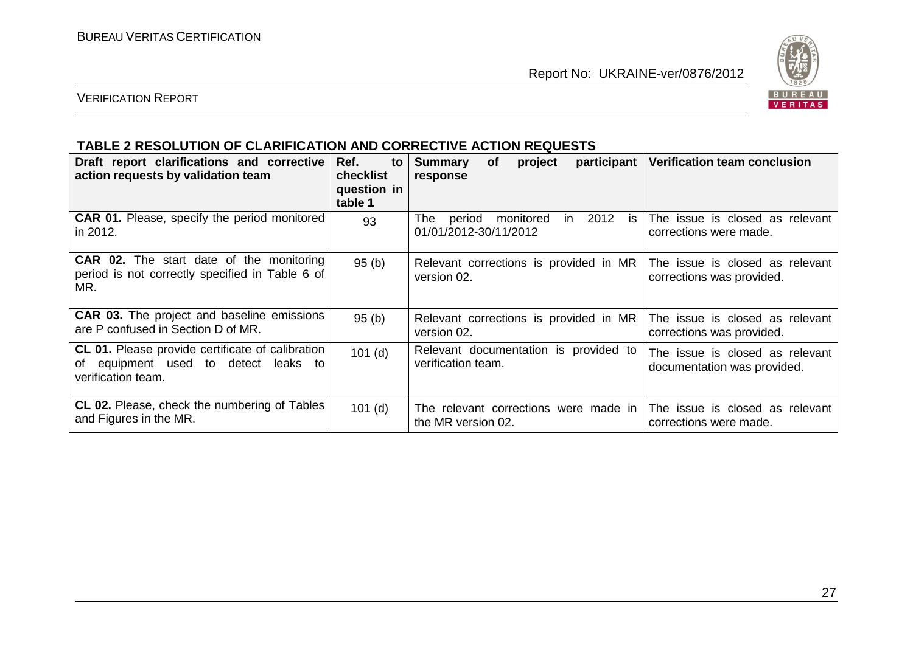### TABLE 2 RESOLUTION OF CLARIFICATION AND CORRECTIVE ACTION REQUESTS

| Draft report clarifications and corrective action requests by validation team | Ref. to checklist question in table 1 | Summary of project participant response | Verification team conclusion |
|---|---|---|---|
| **CAR 01.** Please, specify the period monitored in 2012. | 93 | The period monitored in 2012 is 01/01/2012-30/11/2012 | The issue is closed as relevant corrections were made. |
| **CAR 02.** The start date of the monitoring period is not correctly specified in Table 6 of MR. | 95 (b) | Relevant corrections is provided in MR version 02. | The issue is closed as relevant corrections was provided. |
| **CAR 03.** The project and baseline emissions are P confused in Section D of MR. | 95 (b) | Relevant corrections is provided in MR version 02. | The issue is closed as relevant corrections was provided. |
| **CL 01.** Please provide certificate of calibration of equipment used to detect leaks to verification team. | 101 (d) | Relevant documentation is provided to verification team. | The issue is closed as relevant documentation was provided. |
| **CL 02.** Please, check the numbering of Tables and Figures in the MR. | 101 (d) | The relevant corrections were made in the MR version 02. | The issue is closed as relevant corrections were made. |